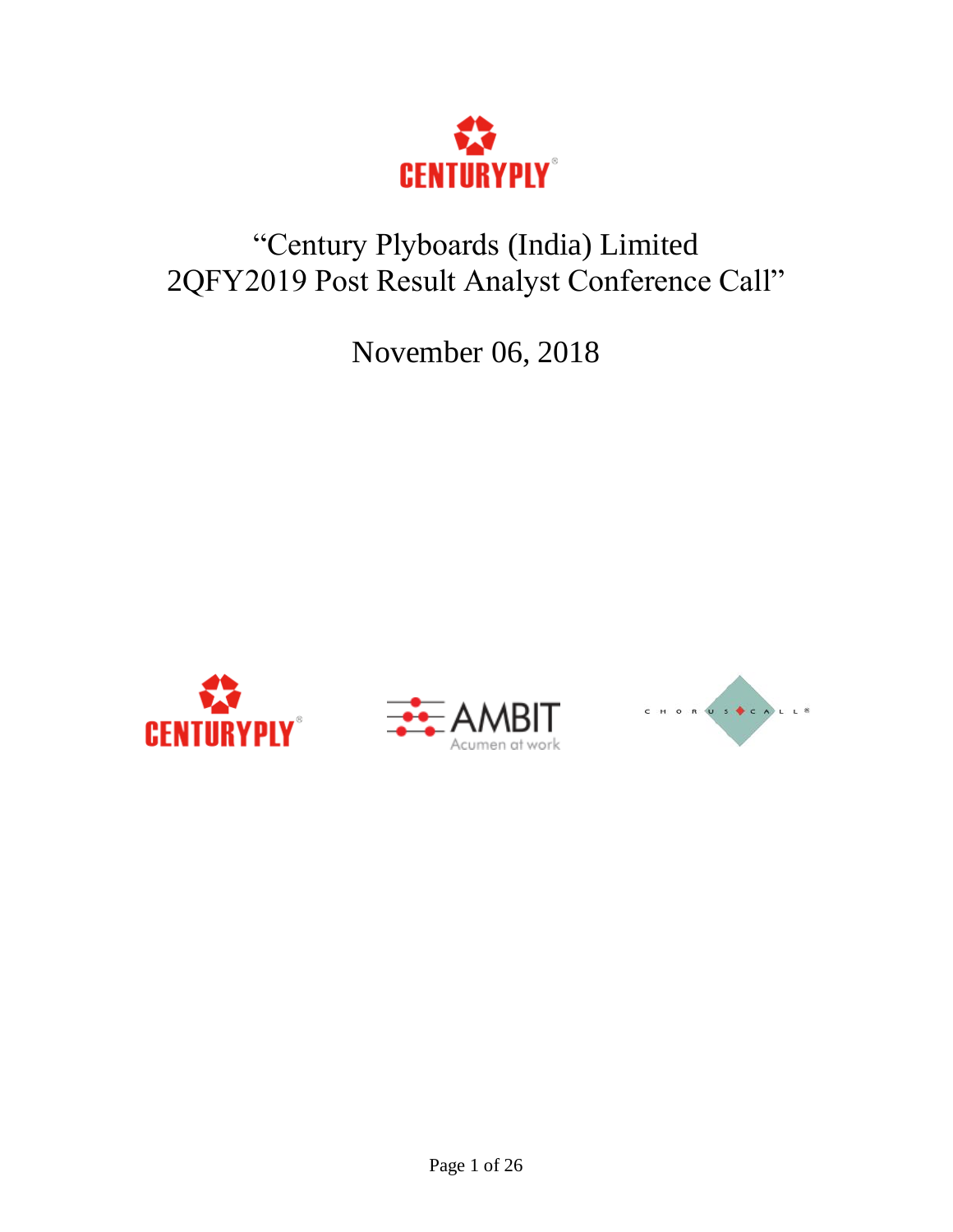# "Century Plyboards (India) Limited
# 2QFY2019 Post Result Analyst Conference Call"

November 06, 2018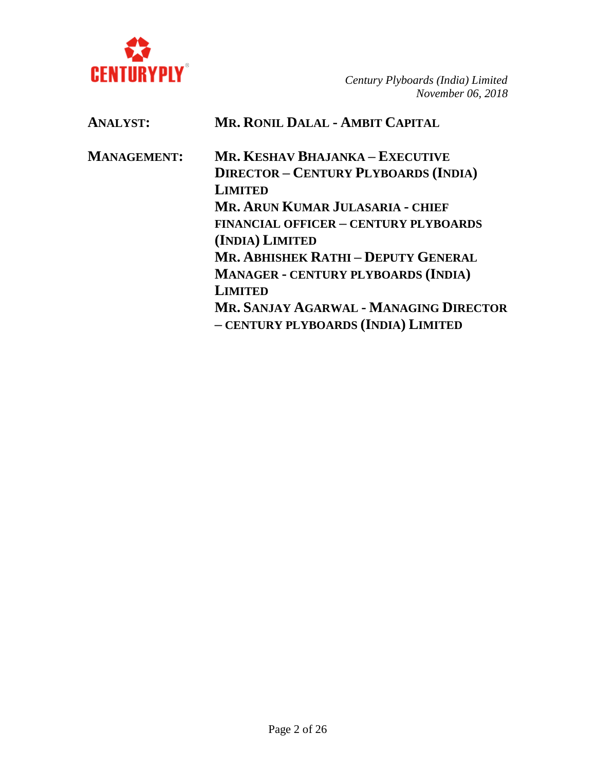**ANALYST:** **MR. RONIL DALAL - AMBIT CAPITAL**

**MANAGEMENT:** **MR. KESHAV BHAJANKA – EXECUTIVE DIRECTOR – CENTURY PLYBOARDS (INDIA) LIMITED**

**MR. ARUN KUMAR JULASARIA - CHIEF FINANCIAL OFFICER – CENTURY PLYBOARDS (INDIA) LIMITED**

**MR. ABHISHEK RATHI – DEPUTY GENERAL MANAGER - CENTURY PLYBOARDS (INDIA) LIMITED**

**MR. SANJAY AGARWAL - MANAGING DIRECTOR – CENTURY PLYBOARDS (INDIA) LIMITED**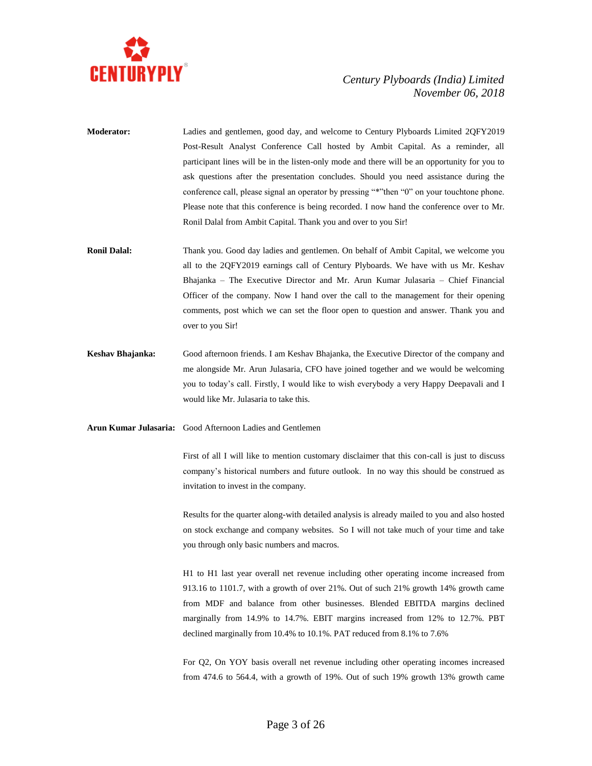**Moderator:** Ladies and gentlemen, good day, and welcome to Century Plyboards Limited 2QFY2019 Post-Result Analyst Conference Call hosted by Ambit Capital. As a reminder, all participant lines will be in the listen-only mode and there will be an opportunity for you to ask questions after the presentation concludes. Should you need assistance during the conference call, please signal an operator by pressing "*"then "0" on your touchtone phone. Please note that this conference is being recorded. I now hand the conference over to Mr. Ronil Dalal from Ambit Capital. Thank you and over to you Sir!

**Ronil Dalal:** Thank you. Good day ladies and gentlemen. On behalf of Ambit Capital, we welcome you all to the 2QFY2019 earnings call of Century Plyboards. We have with us Mr. Keshav Bhajanka – The Executive Director and Mr. Arun Kumar Julasaria – Chief Financial Officer of the company. Now I hand over the call to the management for their opening comments, post which we can set the floor open to question and answer. Thank you and over to you Sir!

**Keshav Bhajanka:** Good afternoon friends. I am Keshav Bhajanka, the Executive Director of the company and me alongside Mr. Arun Julasaria, CFO have joined together and we would be welcoming you to today's call. Firstly, I would like to wish everybody a very Happy Deepavali and I would like Mr. Julasaria to take this.

**Arun Kumar Julasaria:** Good Afternoon Ladies and Gentlemen

First of all I will like to mention customary disclaimer that this con-call is just to discuss company's historical numbers and future outlook. In no way this should be construed as invitation to invest in the company.

Results for the quarter along-with detailed analysis is already mailed to you and also hosted on stock exchange and company websites. So I will not take much of your time and take you through only basic numbers and macros.

H1 to H1 last year overall net revenue including other operating income increased from 913.16 to 1101.7, with a growth of over 21%. Out of such 21% growth 14% growth came from MDF and balance from other businesses. Blended EBITDA margins declined marginally from 14.9% to 14.7%. EBIT margins increased from 12% to 12.7%. PBT declined marginally from 10.4% to 10.1%. PAT reduced from 8.1% to 7.6%

For Q2, On YOY basis overall net revenue including other operating incomes increased from 474.6 to 564.4, with a growth of 19%. Out of such 19% growth 13% growth came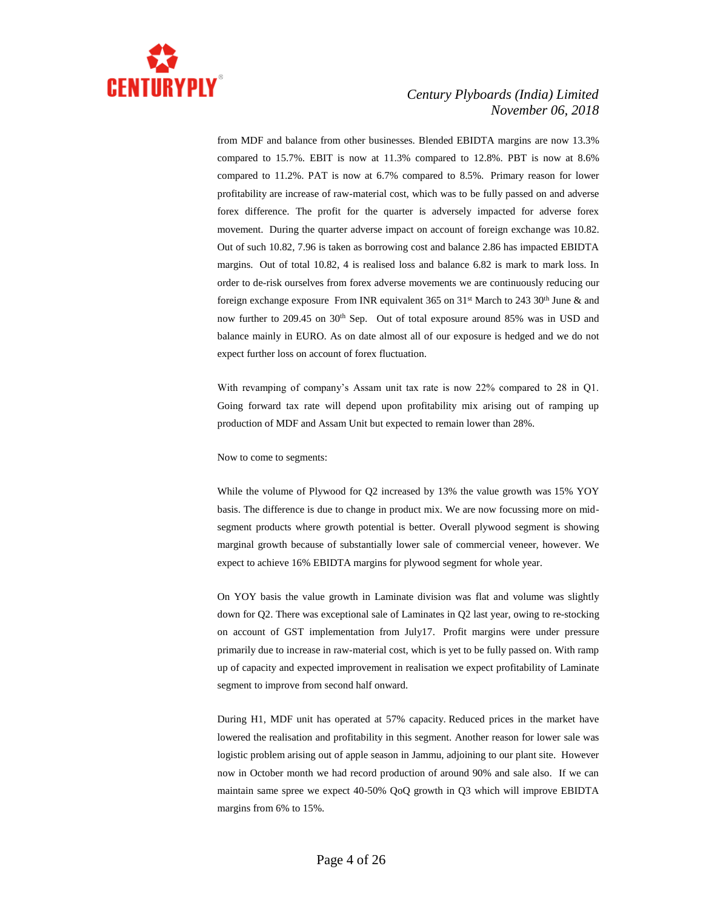from MDF and balance from other businesses. Blended EBIDTA margins are now 13.3% compared to 15.7%. EBIT is now at 11.3% compared to 12.8%. PBT is now at 8.6% compared to 11.2%. PAT is now at 6.7% compared to 8.5%. Primary reason for lower profitability are increase of raw-material cost, which was to be fully passed on and adverse forex difference. The profit for the quarter is adversely impacted for adverse forex movement. During the quarter adverse impact on account of foreign exchange was 10.82. Out of such 10.82, 7.96 is taken as borrowing cost and balance 2.86 has impacted EBIDTA margins. Out of total 10.82, 4 is realised loss and balance 6.82 is mark to mark loss. In order to de-risk ourselves from forex adverse movements we are continuously reducing our foreign exchange exposure From INR equivalent 365 on 31st March to 243 30th June & and now further to 209.45 on 30th Sep. Out of total exposure around 85% was in USD and balance mainly in EURO. As on date almost all of our exposure is hedged and we do not expect further loss on account of forex fluctuation.

With revamping of company's Assam unit tax rate is now 22% compared to 28 in Q1. Going forward tax rate will depend upon profitability mix arising out of ramping up production of MDF and Assam Unit but expected to remain lower than 28%.

Now to come to segments:

While the volume of Plywood for Q2 increased by 13% the value growth was 15% YOY basis. The difference is due to change in product mix. We are now focussing more on mid-segment products where growth potential is better. Overall plywood segment is showing marginal growth because of substantially lower sale of commercial veneer, however. We expect to achieve 16% EBIDTA margins for plywood segment for whole year.

On YOY basis the value growth in Laminate division was flat and volume was slightly down for Q2. There was exceptional sale of Laminates in Q2 last year, owing to re-stocking on account of GST implementation from July17. Profit margins were under pressure primarily due to increase in raw-material cost, which is yet to be fully passed on. With ramp up of capacity and expected improvement in realisation we expect profitability of Laminate segment to improve from second half onward.

During H1, MDF unit has operated at 57% capacity. Reduced prices in the market have lowered the realisation and profitability in this segment. Another reason for lower sale was logistic problem arising out of apple season in Jammu, adjoining to our plant site. However now in October month we had record production of around 90% and sale also. If we can maintain same spree we expect 40-50% QoQ growth in Q3 which will improve EBIDTA margins from 6% to 15%.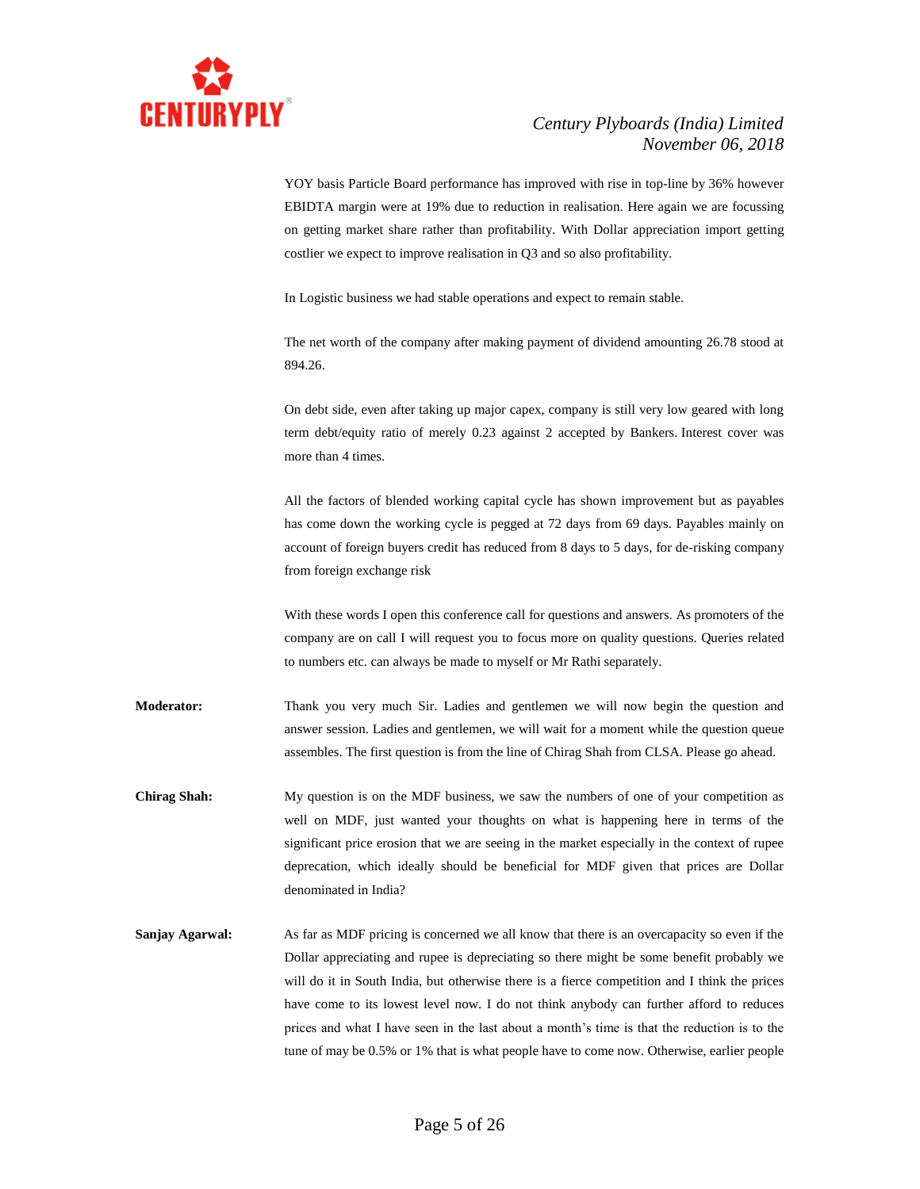YOY basis Particle Board performance has improved with rise in top-line by 36% however EBIDTA margin were at 19% due to reduction in realisation. Here again we are focussing on getting market share rather than profitability. With Dollar appreciation import getting costlier we expect to improve realisation in Q3 and so also profitability.

In Logistic business we had stable operations and expect to remain stable.

The net worth of the company after making payment of dividend amounting 26.78 stood at 894.26.

On debt side, even after taking up major capex, company is still very low geared with long term debt/equity ratio of merely 0.23 against 2 accepted by Bankers. Interest cover was more than 4 times.

All the factors of blended working capital cycle has shown improvement but as payables has come down the working cycle is pegged at 72 days from 69 days. Payables mainly on account of foreign buyers credit has reduced from 8 days to 5 days, for de-risking company from foreign exchange risk

With these words I open this conference call for questions and answers. As promoters of the company are on call I will request you to focus more on quality questions. Queries related to numbers etc. can always be made to myself or Mr Rathi separately.

**Moderator:** Thank you very much Sir. Ladies and gentlemen we will now begin the question and answer session. Ladies and gentlemen, we will wait for a moment while the question queue assembles. The first question is from the line of Chirag Shah from CLSA. Please go ahead.

**Chirag Shah:** My question is on the MDF business, we saw the numbers of one of your competition as well on MDF, just wanted your thoughts on what is happening here in terms of the significant price erosion that we are seeing in the market especially in the context of rupee deprecation, which ideally should be beneficial for MDF given that prices are Dollar denominated in India?

**Sanjay Agarwal:** As far as MDF pricing is concerned we all know that there is an overcapacity so even if the Dollar appreciating and rupee is depreciating so there might be some benefit probably we will do it in South India, but otherwise there is a fierce competition and I think the prices have come to its lowest level now. I do not think anybody can further afford to reduces prices and what I have seen in the last about a month's time is that the reduction is to the tune of may be 0.5% or 1% that is what people have to come now. Otherwise, earlier people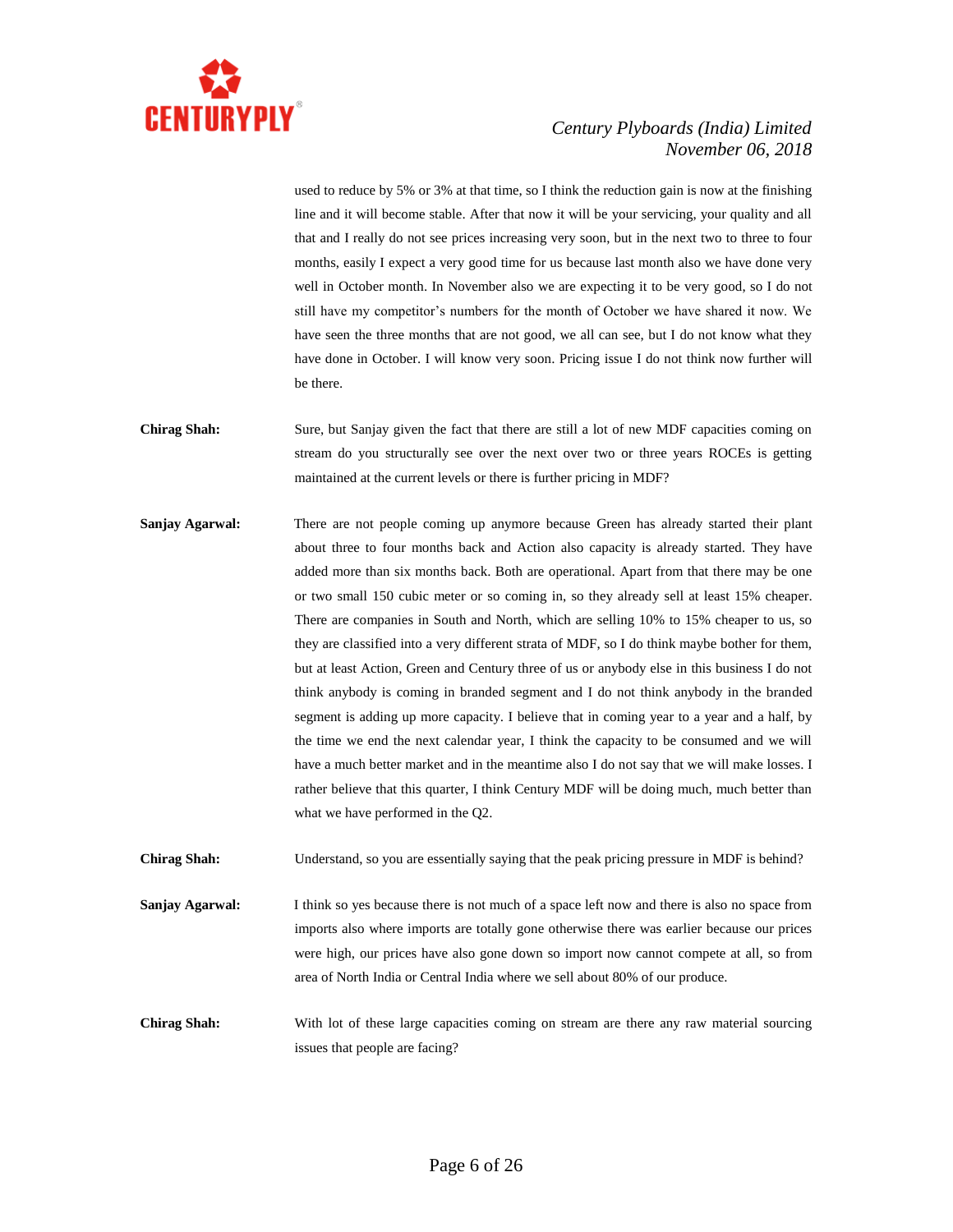used to reduce by 5% or 3% at that time, so I think the reduction gain is now at the finishing line and it will become stable. After that now it will be your servicing, your quality and all that and I really do not see prices increasing very soon, but in the next two to three to four months, easily I expect a very good time for us because last month also we have done very well in October month. In November also we are expecting it to be very good, so I do not still have my competitor's numbers for the month of October we have shared it now. We have seen the three months that are not good, we all can see, but I do not know what they have done in October. I will know very soon. Pricing issue I do not think now further will be there.

**Chirag Shah:** Sure, but Sanjay given the fact that there are still a lot of new MDF capacities coming on stream do you structurally see over the next over two or three years ROCEs is getting maintained at the current levels or there is further pricing in MDF?

**Sanjay Agarwal:** There are not people coming up anymore because Green has already started their plant about three to four months back and Action also capacity is already started. They have added more than six months back. Both are operational. Apart from that there may be one or two small 150 cubic meter or so coming in, so they already sell at least 15% cheaper. There are companies in South and North, which are selling 10% to 15% cheaper to us, so they are classified into a very different strata of MDF, so I do think maybe bother for them, but at least Action, Green and Century three of us or anybody else in this business I do not think anybody is coming in branded segment and I do not think anybody in the branded segment is adding up more capacity. I believe that in coming year to a year and a half, by the time we end the next calendar year, I think the capacity to be consumed and we will have a much better market and in the meantime also I do not say that we will make losses. I rather believe that this quarter, I think Century MDF will be doing much, much better than what we have performed in the Q2.

**Chirag Shah:** Understand, so you are essentially saying that the peak pricing pressure in MDF is behind?

**Sanjay Agarwal:** I think so yes because there is not much of a space left now and there is also no space from imports also where imports are totally gone otherwise there was earlier because our prices were high, our prices have also gone down so import now cannot compete at all, so from area of North India or Central India where we sell about 80% of our produce.

**Chirag Shah:** With lot of these large capacities coming on stream are there any raw material sourcing issues that people are facing?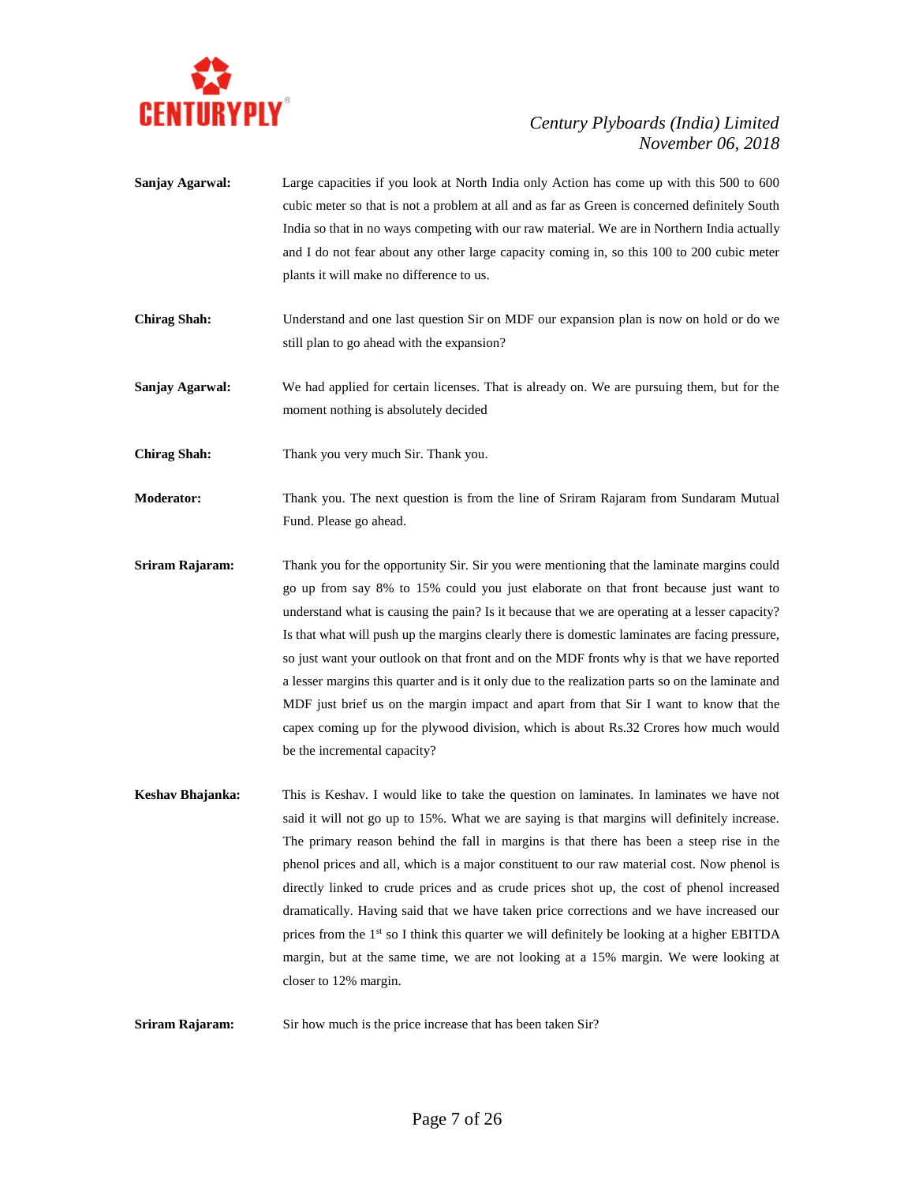**Sanjay Agarwal:** Large capacities if you look at North India only Action has come up with this 500 to 600 cubic meter so that is not a problem at all and as far as Green is concerned definitely South India so that in no ways competing with our raw material. We are in Northern India actually and I do not fear about any other large capacity coming in, so this 100 to 200 cubic meter plants it will make no difference to us.

**Chirag Shah:** Understand and one last question Sir on MDF our expansion plan is now on hold or do we still plan to go ahead with the expansion?

**Sanjay Agarwal:** We had applied for certain licenses. That is already on. We are pursuing them, but for the moment nothing is absolutely decided

**Chirag Shah:** Thank you very much Sir. Thank you.

**Moderator:** Thank you. The next question is from the line of Sriram Rajaram from Sundaram Mutual Fund. Please go ahead.

**Sriram Rajaram:** Thank you for the opportunity Sir. Sir you were mentioning that the laminate margins could go up from say 8% to 15% could you just elaborate on that front because just want to understand what is causing the pain? Is it because that we are operating at a lesser capacity? Is that what will push up the margins clearly there is domestic laminates are facing pressure, so just want your outlook on that front and on the MDF fronts why is that we have reported a lesser margins this quarter and is it only due to the realization parts so on the laminate and MDF just brief us on the margin impact and apart from that Sir I want to know that the capex coming up for the plywood division, which is about Rs.32 Crores how much would be the incremental capacity?

**Keshav Bhajanka:** This is Keshav. I would like to take the question on laminates. In laminates we have not said it will not go up to 15%. What we are saying is that margins will definitely increase. The primary reason behind the fall in margins is that there has been a steep rise in the phenol prices and all, which is a major constituent to our raw material cost. Now phenol is directly linked to crude prices and as crude prices shot up, the cost of phenol increased dramatically. Having said that we have taken price corrections and we have increased our prices from the 1st so I think this quarter we will definitely be looking at a higher EBITDA margin, but at the same time, we are not looking at a 15% margin. We were looking at closer to 12% margin.

**Sriram Rajaram:** Sir how much is the price increase that has been taken Sir?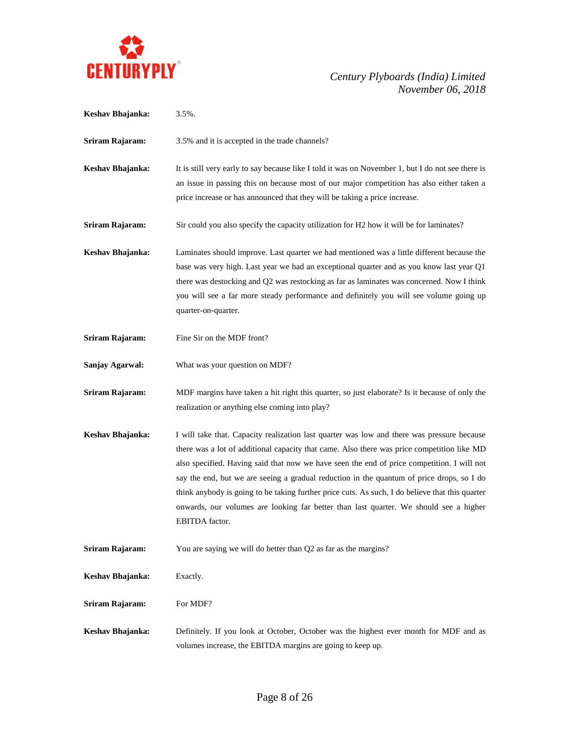**Keshav Bhajanka:** 3.5%.

**Sriram Rajaram:** 3.5% and it is accepted in the trade channels?

**Keshav Bhajanka:** It is still very early to say because like I told it was on November 1, but I do not see there is an issue in passing this on because most of our major competition has also either taken a price increase or has announced that they will be taking a price increase.

**Sriram Rajaram:** Sir could you also specify the capacity utilization for H2 how it will be for laminates?

**Keshav Bhajanka:** Laminates should improve. Last quarter we had mentioned was a little different because the base was very high. Last year we had an exceptional quarter and as you know last year Q1 there was destocking and Q2 was restocking as far as laminates was concerned. Now I think you will see a far more steady performance and definitely you will see volume going up quarter-on-quarter.

**Sriram Rajaram:** Fine Sir on the MDF front?

**Sanjay Agarwal:** What was your question on MDF?

**Sriram Rajaram:** MDF margins have taken a hit right this quarter, so just elaborate? Is it because of only the realization or anything else coming into play?

**Keshav Bhajanka:** I will take that. Capacity realization last quarter was low and there was pressure because there was a lot of additional capacity that came. Also there was price competition like MD also specified. Having said that now we have seen the end of price competition. I will not say the end, but we are seeing a gradual reduction in the quantum of price drops, so I do think anybody is going to be taking further price cuts. As such, I do believe that this quarter onwards, our volumes are looking far better than last quarter. We should see a higher EBITDA factor.

**Sriram Rajaram:** You are saying we will do better than Q2 as far as the margins?

**Keshav Bhajanka:** Exactly.

**Sriram Rajaram:** For MDF?

**Keshav Bhajanka:** Definitely. If you look at October, October was the highest ever month for MDF and as volumes increase, the EBITDA margins are going to keep up.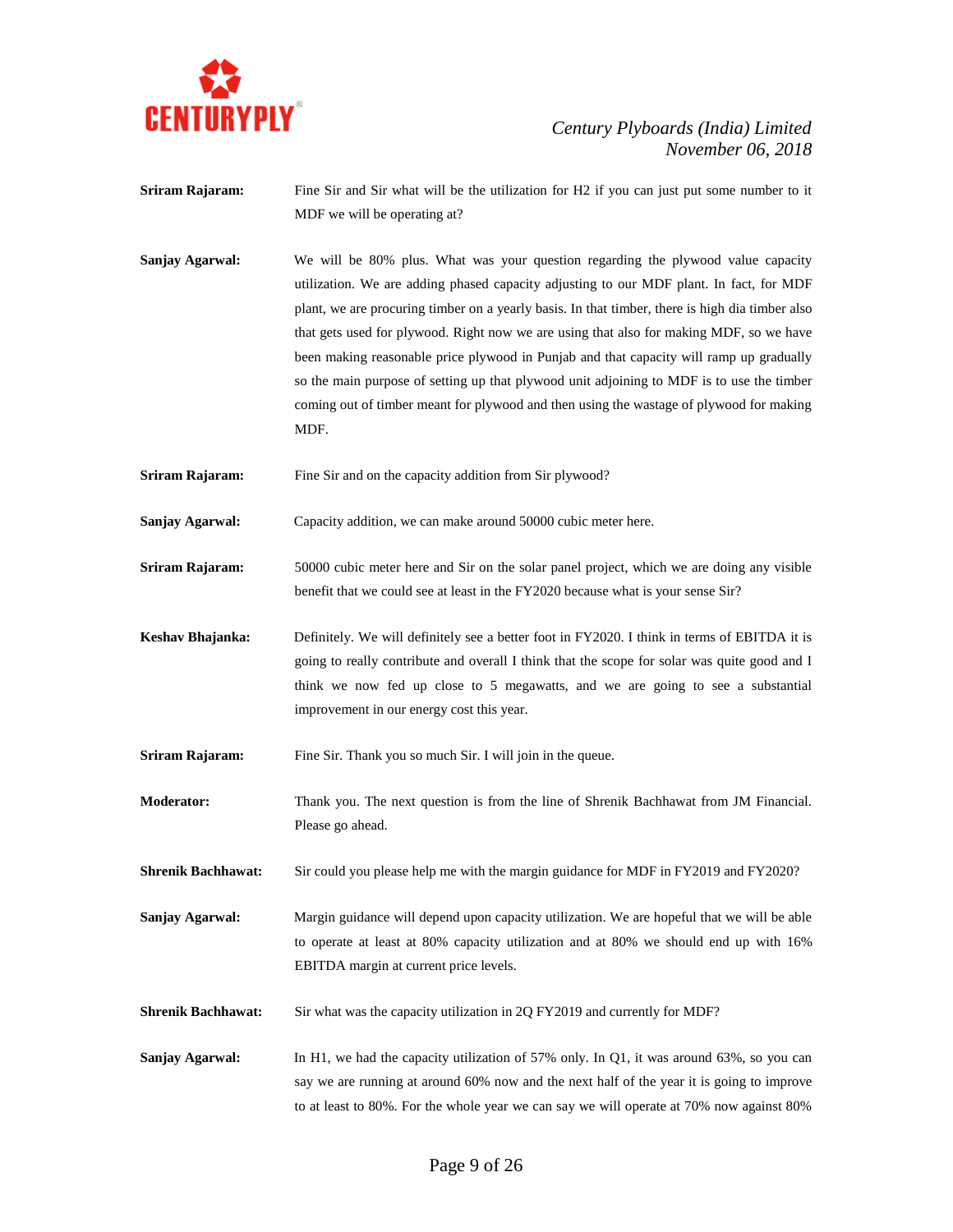**Sriram Rajaram:** Fine Sir and Sir what will be the utilization for H2 if you can just put some number to it MDF we will be operating at?

**Sanjay Agarwal:** We will be 80% plus. What was your question regarding the plywood value capacity utilization. We are adding phased capacity adjusting to our MDF plant. In fact, for MDF plant, we are procuring timber on a yearly basis. In that timber, there is high dia timber also that gets used for plywood. Right now we are using that also for making MDF, so we have been making reasonable price plywood in Punjab and that capacity will ramp up gradually so the main purpose of setting up that plywood unit adjoining to MDF is to use the timber coming out of timber meant for plywood and then using the wastage of plywood for making MDF.

**Sriram Rajaram:** Fine Sir and on the capacity addition from Sir plywood?

**Sanjay Agarwal:** Capacity addition, we can make around 50000 cubic meter here.

**Sriram Rajaram:** 50000 cubic meter here and Sir on the solar panel project, which we are doing any visible benefit that we could see at least in the FY2020 because what is your sense Sir?

**Keshav Bhajanka:** Definitely. We will definitely see a better foot in FY2020. I think in terms of EBITDA it is going to really contribute and overall I think that the scope for solar was quite good and I think we now fed up close to 5 megawatts, and we are going to see a substantial improvement in our energy cost this year.

**Sriram Rajaram:** Fine Sir. Thank you so much Sir. I will join in the queue.

**Moderator:** Thank you. The next question is from the line of Shrenik Bachhawat from JM Financial. Please go ahead.

**Shrenik Bachhawat:** Sir could you please help me with the margin guidance for MDF in FY2019 and FY2020?

**Sanjay Agarwal:** Margin guidance will depend upon capacity utilization. We are hopeful that we will be able to operate at least at 80% capacity utilization and at 80% we should end up with 16% EBITDA margin at current price levels.

**Shrenik Bachhawat:** Sir what was the capacity utilization in 2Q FY2019 and currently for MDF?

**Sanjay Agarwal:** In H1, we had the capacity utilization of 57% only. In Q1, it was around 63%, so you can say we are running at around 60% now and the next half of the year it is going to improve to at least to 80%. For the whole year we can say we will operate at 70% now against 80%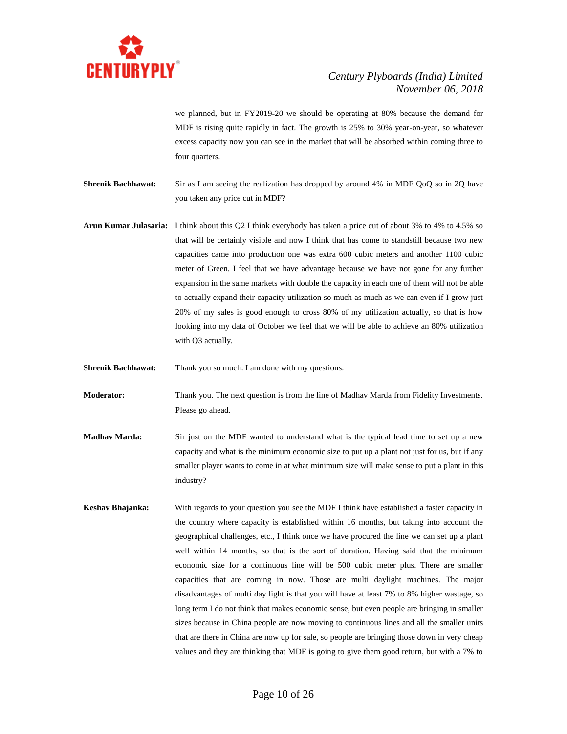we planned, but in FY2019-20 we should be operating at 80% because the demand for MDF is rising quite rapidly in fact. The growth is 25% to 30% year-on-year, so whatever excess capacity now you can see in the market that will be absorbed within coming three to four quarters.

**Shrenik Bachhawat:** Sir as I am seeing the realization has dropped by around 4% in MDF QoQ so in 2Q have you taken any price cut in MDF?

**Arun Kumar Julasaria:** I think about this Q2 I think everybody has taken a price cut of about 3% to 4% to 4.5% so that will be certainly visible and now I think that has come to standstill because two new capacities came into production one was extra 600 cubic meters and another 1100 cubic meter of Green. I feel that we have advantage because we have not gone for any further expansion in the same markets with double the capacity in each one of them will not be able to actually expand their capacity utilization so much as much as we can even if I grow just 20% of my sales is good enough to cross 80% of my utilization actually, so that is how looking into my data of October we feel that we will be able to achieve an 80% utilization with Q3 actually.

**Shrenik Bachhawat:** Thank you so much. I am done with my questions.

**Moderator:** Thank you. The next question is from the line of Madhav Marda from Fidelity Investments. Please go ahead.

**Madhav Marda:** Sir just on the MDF wanted to understand what is the typical lead time to set up a new capacity and what is the minimum economic size to put up a plant not just for us, but if any smaller player wants to come in at what minimum size will make sense to put a plant in this industry?

**Keshav Bhajanka:** With regards to your question you see the MDF I think have established a faster capacity in the country where capacity is established within 16 months, but taking into account the geographical challenges, etc., I think once we have procured the line we can set up a plant well within 14 months, so that is the sort of duration. Having said that the minimum economic size for a continuous line will be 500 cubic meter plus. There are smaller capacities that are coming in now. Those are multi daylight machines. The major disadvantages of multi day light is that you will have at least 7% to 8% higher wastage, so long term I do not think that makes economic sense, but even people are bringing in smaller sizes because in China people are now moving to continuous lines and all the smaller units that are there in China are now up for sale, so people are bringing those down in very cheap values and they are thinking that MDF is going to give them good return, but with a 7% to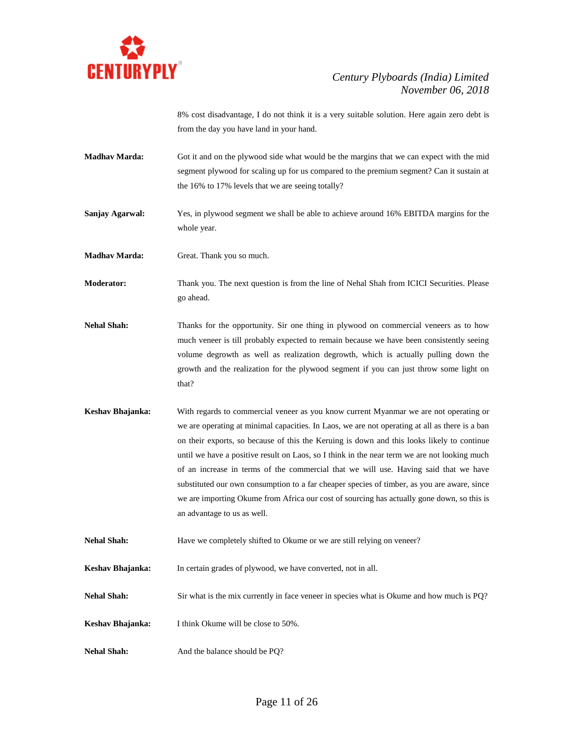8% cost disadvantage, I do not think it is a very suitable solution. Here again zero debt is from the day you have land in your hand.

**Madhav Marda:** Got it and on the plywood side what would be the margins that we can expect with the mid segment plywood for scaling up for us compared to the premium segment? Can it sustain at the 16% to 17% levels that we are seeing totally?

**Sanjay Agarwal:** Yes, in plywood segment we shall be able to achieve around 16% EBITDA margins for the whole year.

**Madhav Marda:** Great. Thank you so much.

**Moderator:** Thank you. The next question is from the line of Nehal Shah from ICICI Securities. Please go ahead.

**Nehal Shah:** Thanks for the opportunity. Sir one thing in plywood on commercial veneers as to how much veneer is till probably expected to remain because we have been consistently seeing volume degrowth as well as realization degrowth, which is actually pulling down the growth and the realization for the plywood segment if you can just throw some light on that?

**Keshav Bhajanka:** With regards to commercial veneer as you know current Myanmar we are not operating or we are operating at minimal capacities. In Laos, we are not operating at all as there is a ban on their exports, so because of this the Keruing is down and this looks likely to continue until we have a positive result on Laos, so I think in the near term we are not looking much of an increase in terms of the commercial that we will use. Having said that we have substituted our own consumption to a far cheaper species of timber, as you are aware, since we are importing Okume from Africa our cost of sourcing has actually gone down, so this is an advantage to us as well.

**Nehal Shah:** Have we completely shifted to Okume or we are still relying on veneer?

**Keshav Bhajanka:** In certain grades of plywood, we have converted, not in all.

**Nehal Shah:** Sir what is the mix currently in face veneer in species what is Okume and how much is PQ?

**Keshav Bhajanka:** I think Okume will be close to 50%.

**Nehal Shah:** And the balance should be PQ?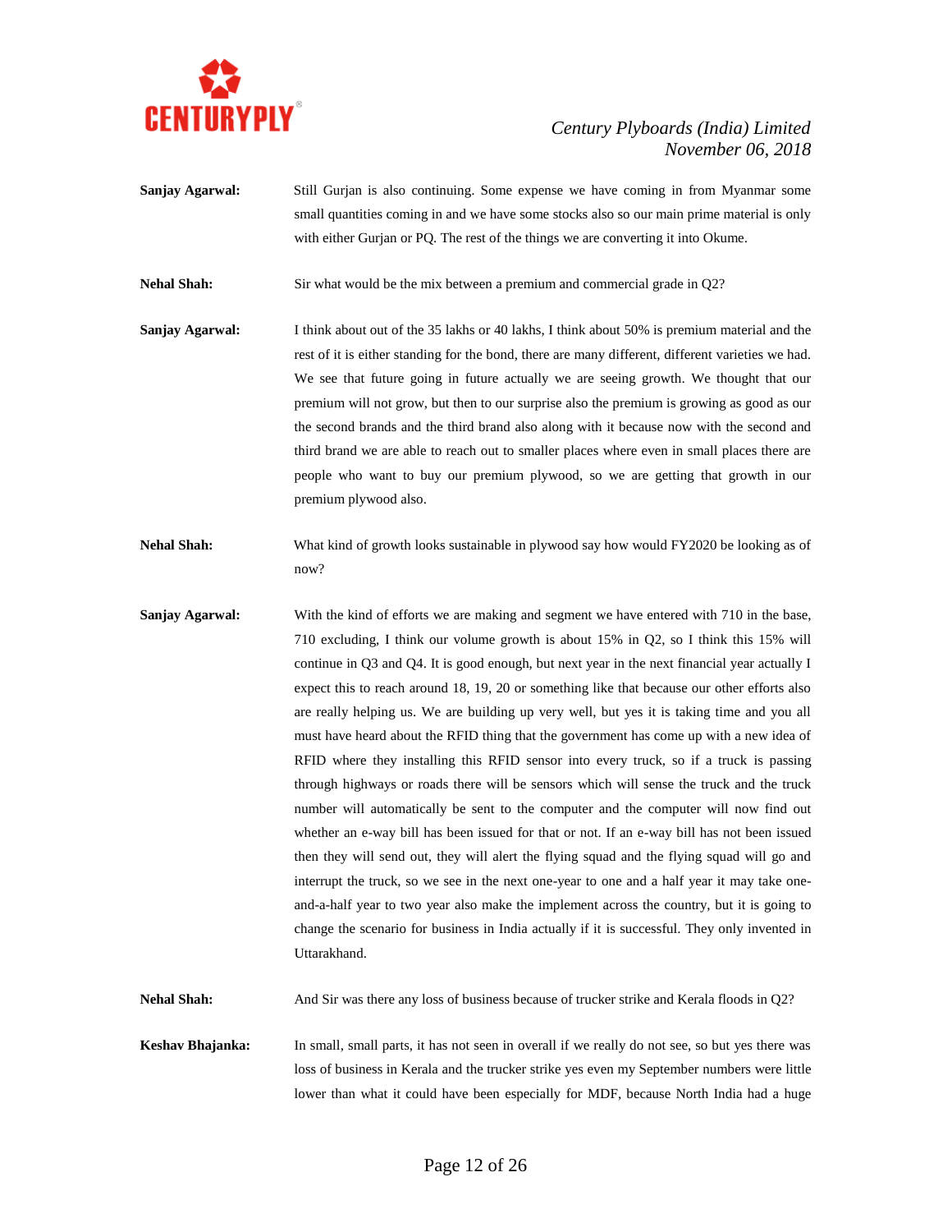**Sanjay Agarwal:** Still Gurjan is also continuing. Some expense we have coming in from Myanmar some small quantities coming in and we have some stocks also so our main prime material is only with either Gurjan or PQ. The rest of the things we are converting it into Okume.

**Nehal Shah:** Sir what would be the mix between a premium and commercial grade in Q2?

**Sanjay Agarwal:** I think about out of the 35 lakhs or 40 lakhs, I think about 50% is premium material and the rest of it is either standing for the bond, there are many different, different varieties we had. We see that future going in future actually we are seeing growth. We thought that our premium will not grow, but then to our surprise also the premium is growing as good as our the second brands and the third brand also along with it because now with the second and third brand we are able to reach out to smaller places where even in small places there are people who want to buy our premium plywood, so we are getting that growth in our premium plywood also.

**Nehal Shah:** What kind of growth looks sustainable in plywood say how would FY2020 be looking as of now?

**Sanjay Agarwal:** With the kind of efforts we are making and segment we have entered with 710 in the base, 710 excluding, I think our volume growth is about 15% in Q2, so I think this 15% will continue in Q3 and Q4. It is good enough, but next year in the next financial year actually I expect this to reach around 18, 19, 20 or something like that because our other efforts also are really helping us. We are building up very well, but yes it is taking time and you all must have heard about the RFID thing that the government has come up with a new idea of RFID where they installing this RFID sensor into every truck, so if a truck is passing through highways or roads there will be sensors which will sense the truck and the truck number will automatically be sent to the computer and the computer will now find out whether an e-way bill has been issued for that or not. If an e-way bill has not been issued then they will send out, they will alert the flying squad and the flying squad will go and interrupt the truck, so we see in the next one-year to one and a half year it may take one-and-a-half year to two year also make the implement across the country, but it is going to change the scenario for business in India actually if it is successful. They only invented in Uttarakhand.

**Nehal Shah:** And Sir was there any loss of business because of trucker strike and Kerala floods in Q2?

**Keshav Bhajanka:** In small, small parts, it has not seen in overall if we really do not see, so but yes there was loss of business in Kerala and the trucker strike yes even my September numbers were little lower than what it could have been especially for MDF, because North India had a huge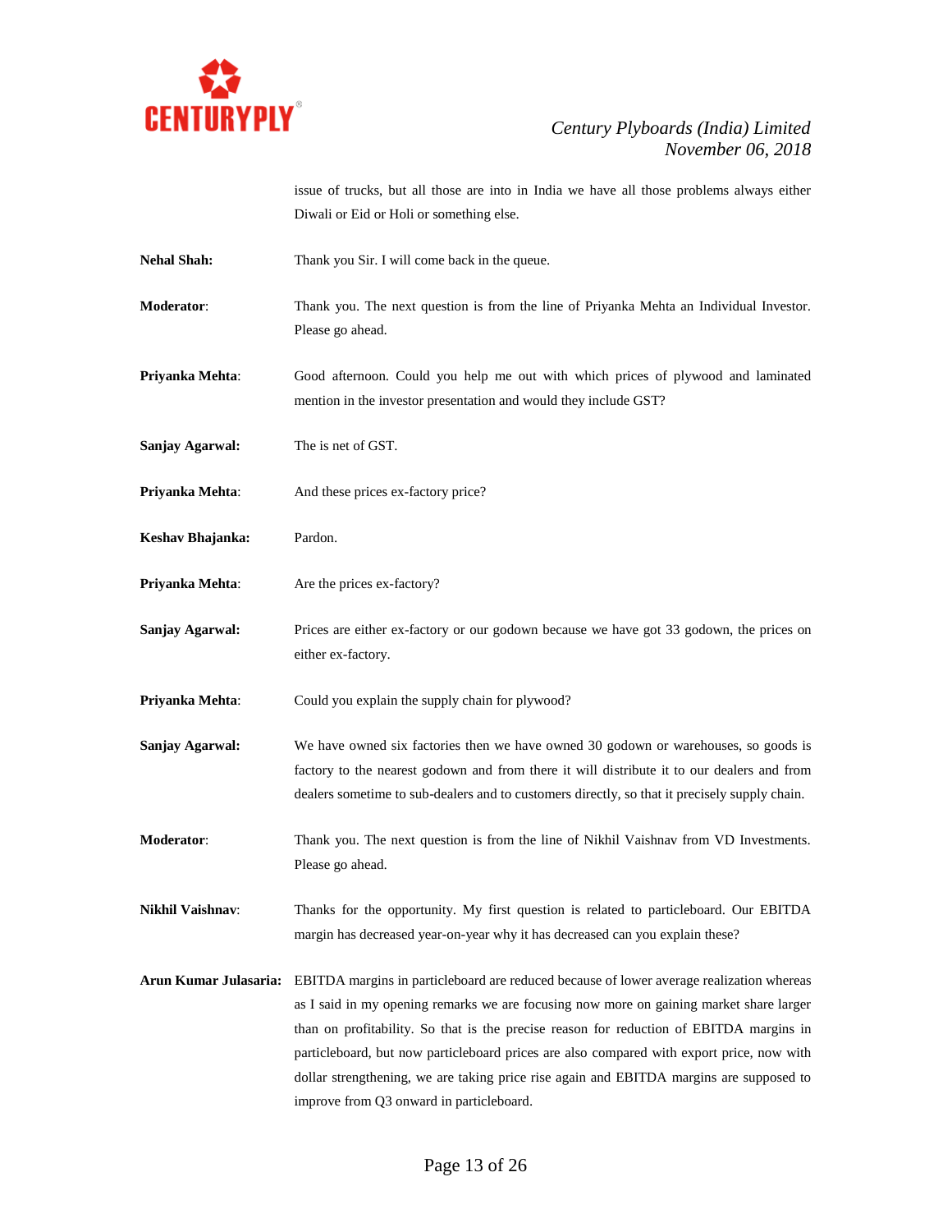issue of trucks, but all those are into in India we have all those problems always either Diwali or Eid or Holi or something else.

**Nehal Shah:** Thank you Sir. I will come back in the queue.

**Moderator**: Thank you. The next question is from the line of Priyanka Mehta an Individual Investor. Please go ahead.

**Priyanka Mehta**: Good afternoon. Could you help me out with which prices of plywood and laminated mention in the investor presentation and would they include GST?

**Sanjay Agarwal:** The is net of GST.

**Priyanka Mehta**: And these prices ex-factory price?

**Keshav Bhajanka:** Pardon.

**Priyanka Mehta**: Are the prices ex-factory?

**Sanjay Agarwal:** Prices are either ex-factory or our godown because we have got 33 godown, the prices on either ex-factory.

**Priyanka Mehta**: Could you explain the supply chain for plywood?

**Sanjay Agarwal:** We have owned six factories then we have owned 30 godown or warehouses, so goods is factory to the nearest godown and from there it will distribute it to our dealers and from dealers sometime to sub-dealers and to customers directly, so that it precisely supply chain.

**Moderator**: Thank you. The next question is from the line of Nikhil Vaishnav from VD Investments. Please go ahead.

**Nikhil Vaishnav**: Thanks for the opportunity. My first question is related to particleboard. Our EBITDA margin has decreased year-on-year why it has decreased can you explain these?

**Arun Kumar Julasaria:** EBITDA margins in particleboard are reduced because of lower average realization whereas as I said in my opening remarks we are focusing now more on gaining market share larger than on profitability. So that is the precise reason for reduction of EBITDA margins in particleboard, but now particleboard prices are also compared with export price, now with dollar strengthening, we are taking price rise again and EBITDA margins are supposed to improve from Q3 onward in particleboard.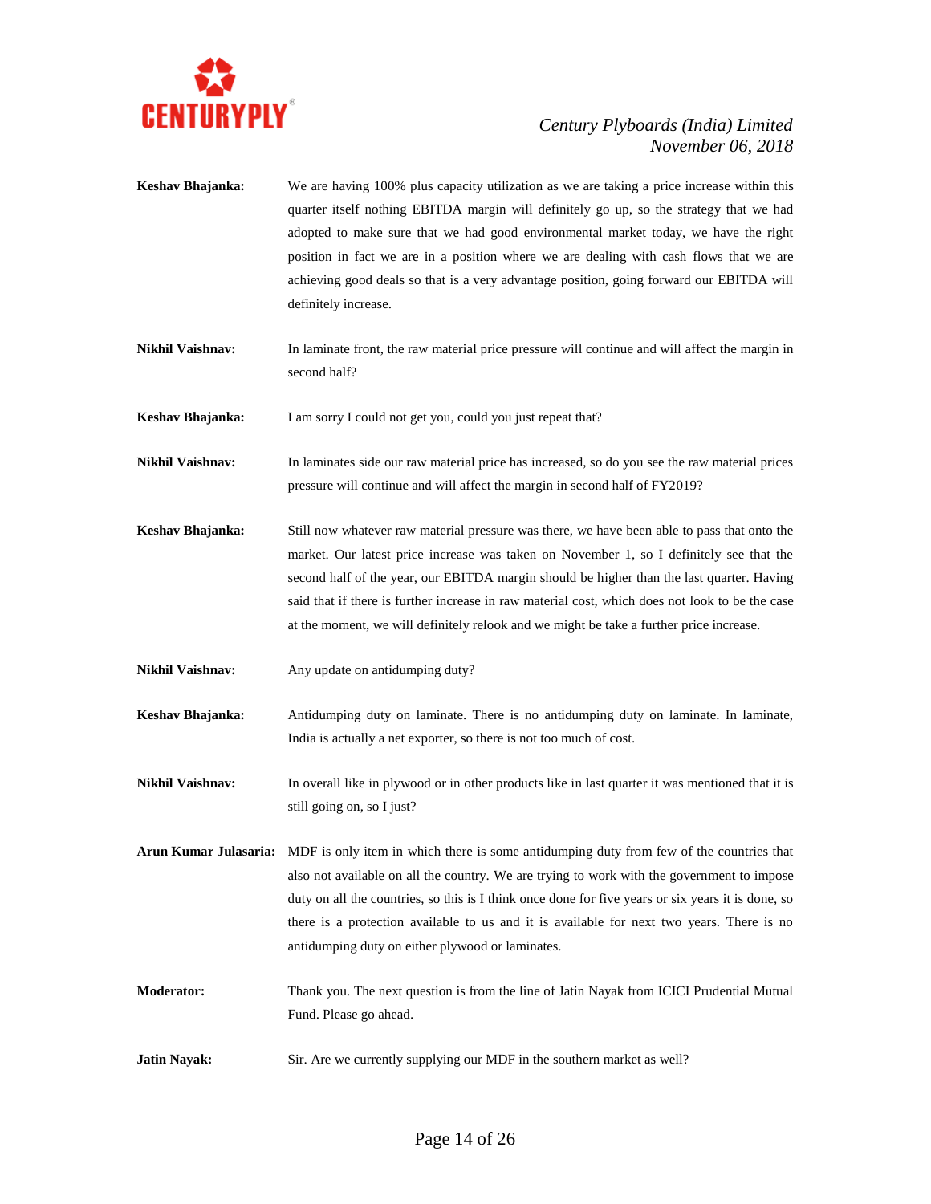**Keshav Bhajanka:** We are having 100% plus capacity utilization as we are taking a price increase within this quarter itself nothing EBITDA margin will definitely go up, so the strategy that we had adopted to make sure that we had good environmental market today, we have the right position in fact we are in a position where we are dealing with cash flows that we are achieving good deals so that is a very advantage position, going forward our EBITDA will definitely increase.

**Nikhil Vaishnav:** In laminate front, the raw material price pressure will continue and will affect the margin in second half?

**Keshav Bhajanka:** I am sorry I could not get you, could you just repeat that?

**Nikhil Vaishnav:** In laminates side our raw material price has increased, so do you see the raw material prices pressure will continue and will affect the margin in second half of FY2019?

**Keshav Bhajanka:** Still now whatever raw material pressure was there, we have been able to pass that onto the market. Our latest price increase was taken on November 1, so I definitely see that the second half of the year, our EBITDA margin should be higher than the last quarter. Having said that if there is further increase in raw material cost, which does not look to be the case at the moment, we will definitely relook and we might be take a further price increase.

**Nikhil Vaishnav:** Any update on antidumping duty?

**Keshav Bhajanka:** Antidumping duty on laminate. There is no antidumping duty on laminate. In laminate, India is actually a net exporter, so there is not too much of cost.

**Nikhil Vaishnav:** In overall like in plywood or in other products like in last quarter it was mentioned that it is still going on, so I just?

**Arun Kumar Julasaria:** MDF is only item in which there is some antidumping duty from few of the countries that also not available on all the country. We are trying to work with the government to impose duty on all the countries, so this is I think once done for five years or six years it is done, so there is a protection available to us and it is available for next two years. There is no antidumping duty on either plywood or laminates.

**Moderator:** Thank you. The next question is from the line of Jatin Nayak from ICICI Prudential Mutual Fund. Please go ahead.

**Jatin Nayak:** Sir. Are we currently supplying our MDF in the southern market as well?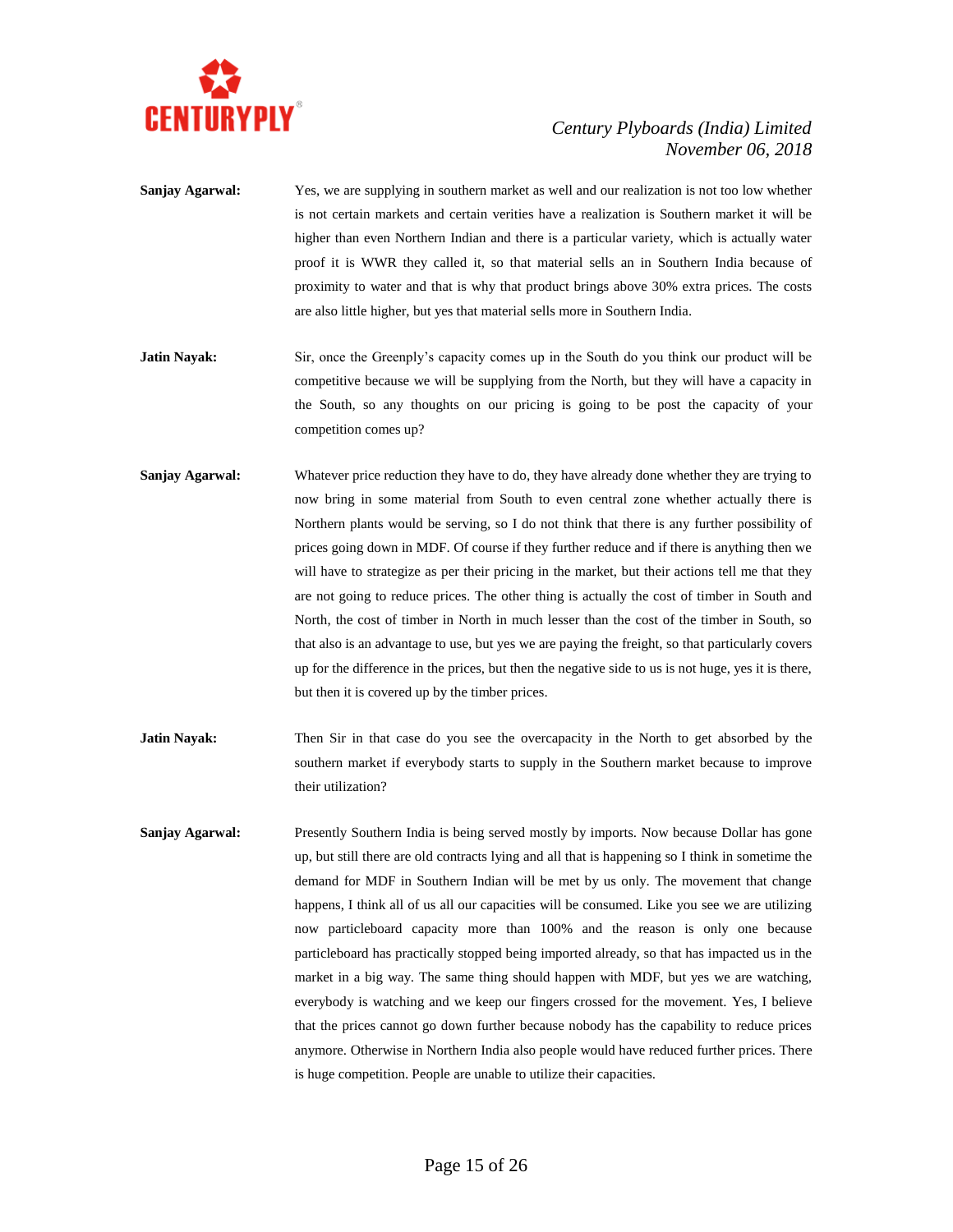**Sanjay Agarwal:** Yes, we are supplying in southern market as well and our realization is not too low whether is not certain markets and certain verities have a realization is Southern market it will be higher than even Northern Indian and there is a particular variety, which is actually water proof it is WWR they called it, so that material sells an in Southern India because of proximity to water and that is why that product brings above 30% extra prices. The costs are also little higher, but yes that material sells more in Southern India.

**Jatin Nayak:** Sir, once the Greenply's capacity comes up in the South do you think our product will be competitive because we will be supplying from the North, but they will have a capacity in the South, so any thoughts on our pricing is going to be post the capacity of your competition comes up?

**Sanjay Agarwal:** Whatever price reduction they have to do, they have already done whether they are trying to now bring in some material from South to even central zone whether actually there is Northern plants would be serving, so I do not think that there is any further possibility of prices going down in MDF. Of course if they further reduce and if there is anything then we will have to strategize as per their pricing in the market, but their actions tell me that they are not going to reduce prices. The other thing is actually the cost of timber in South and North, the cost of timber in North in much lesser than the cost of the timber in South, so that also is an advantage to use, but yes we are paying the freight, so that particularly covers up for the difference in the prices, but then the negative side to us is not huge, yes it is there, but then it is covered up by the timber prices.

**Jatin Nayak:** Then Sir in that case do you see the overcapacity in the North to get absorbed by the southern market if everybody starts to supply in the Southern market because to improve their utilization?

**Sanjay Agarwal:** Presently Southern India is being served mostly by imports. Now because Dollar has gone up, but still there are old contracts lying and all that is happening so I think in sometime the demand for MDF in Southern Indian will be met by us only. The movement that change happens, I think all of us all our capacities will be consumed. Like you see we are utilizing now particleboard capacity more than 100% and the reason is only one because particleboard has practically stopped being imported already, so that has impacted us in the market in a big way. The same thing should happen with MDF, but yes we are watching, everybody is watching and we keep our fingers crossed for the movement. Yes, I believe that the prices cannot go down further because nobody has the capability to reduce prices anymore. Otherwise in Northern India also people would have reduced further prices. There is huge competition. People are unable to utilize their capacities.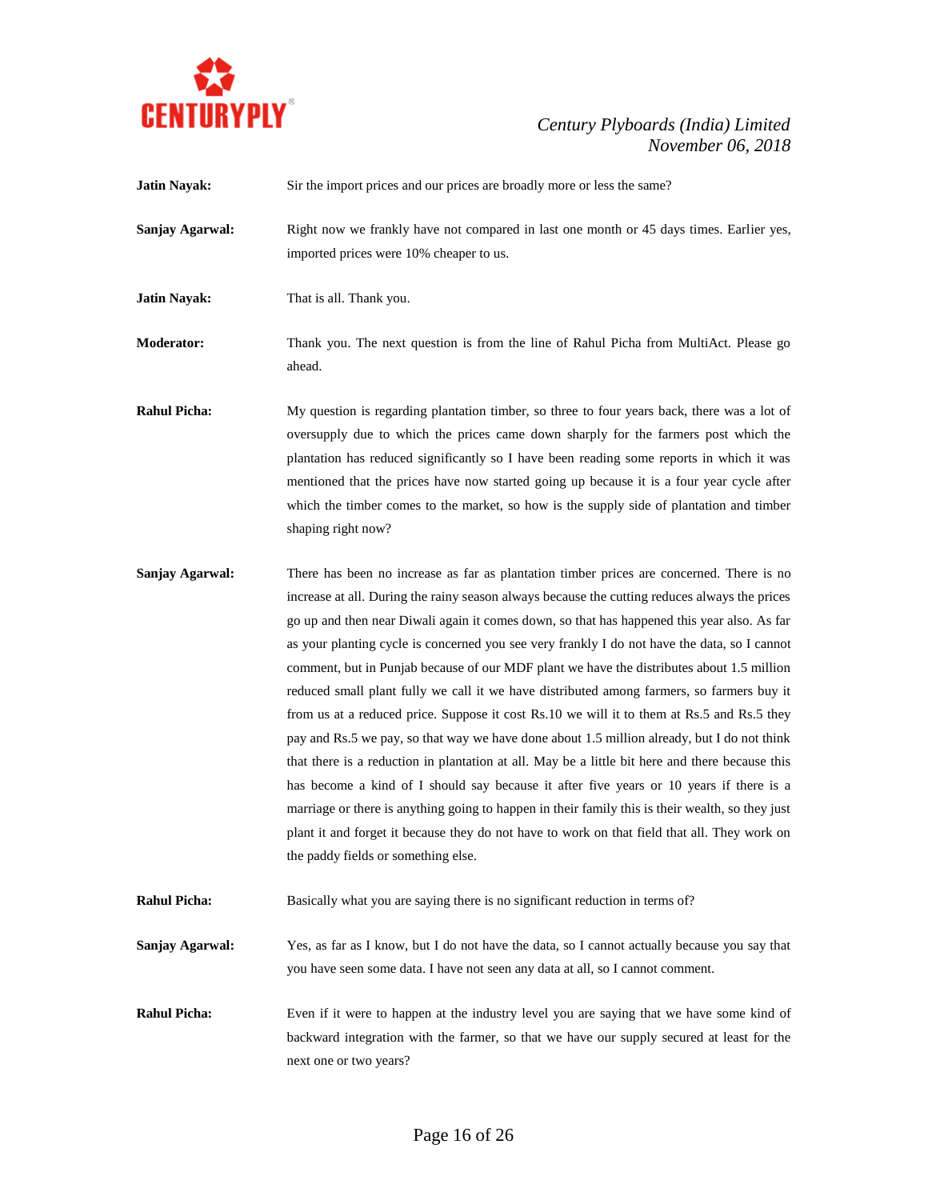**Jatin Nayak:** Sir the import prices and our prices are broadly more or less the same?

**Sanjay Agarwal:** Right now we frankly have not compared in last one month or 45 days times. Earlier yes, imported prices were 10% cheaper to us.

**Jatin Nayak:** That is all. Thank you.

**Moderator:** Thank you. The next question is from the line of Rahul Picha from MultiAct. Please go ahead.

**Rahul Picha:** My question is regarding plantation timber, so three to four years back, there was a lot of oversupply due to which the prices came down sharply for the farmers post which the plantation has reduced significantly so I have been reading some reports in which it was mentioned that the prices have now started going up because it is a four year cycle after which the timber comes to the market, so how is the supply side of plantation and timber shaping right now?

**Sanjay Agarwal:** There has been no increase as far as plantation timber prices are concerned. There is no increase at all. During the rainy season always because the cutting reduces always the prices go up and then near Diwali again it comes down, so that has happened this year also. As far as your planting cycle is concerned you see very frankly I do not have the data, so I cannot comment, but in Punjab because of our MDF plant we have the distributes about 1.5 million reduced small plant fully we call it we have distributed among farmers, so farmers buy it from us at a reduced price. Suppose it cost Rs.10 we will it to them at Rs.5 and Rs.5 they pay and Rs.5 we pay, so that way we have done about 1.5 million already, but I do not think that there is a reduction in plantation at all. May be a little bit here and there because this has become a kind of I should say because it after five years or 10 years if there is a marriage or there is anything going to happen in their family this is their wealth, so they just plant it and forget it because they do not have to work on that field that all. They work on the paddy fields or something else.

**Rahul Picha:** Basically what you are saying there is no significant reduction in terms of?

**Sanjay Agarwal:** Yes, as far as I know, but I do not have the data, so I cannot actually because you say that you have seen some data. I have not seen any data at all, so I cannot comment.

**Rahul Picha:** Even if it were to happen at the industry level you are saying that we have some kind of backward integration with the farmer, so that we have our supply secured at least for the next one or two years?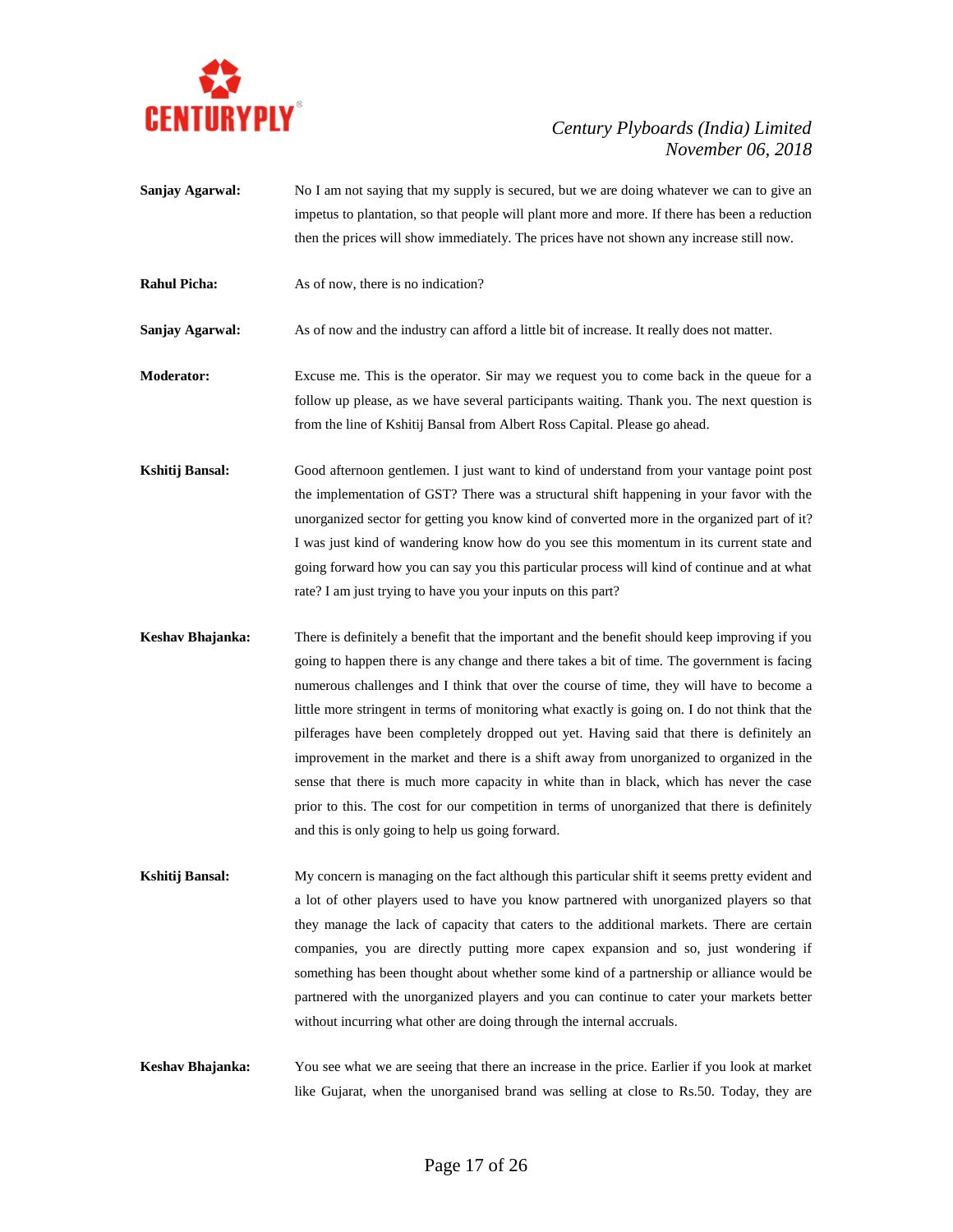**Sanjay Agarwal:** No I am not saying that my supply is secured, but we are doing whatever we can to give an impetus to plantation, so that people will plant more and more. If there has been a reduction then the prices will show immediately. The prices have not shown any increase still now.

**Rahul Picha:** As of now, there is no indication?

**Sanjay Agarwal:** As of now and the industry can afford a little bit of increase. It really does not matter.

**Moderator:** Excuse me. This is the operator. Sir may we request you to come back in the queue for a follow up please, as we have several participants waiting. Thank you. The next question is from the line of Kshitij Bansal from Albert Ross Capital. Please go ahead.

**Kshitij Bansal:** Good afternoon gentlemen. I just want to kind of understand from your vantage point post the implementation of GST? There was a structural shift happening in your favor with the unorganized sector for getting you know kind of converted more in the organized part of it? I was just kind of wandering know how do you see this momentum in its current state and going forward how you can say you this particular process will kind of continue and at what rate? I am just trying to have you your inputs on this part?

**Keshav Bhajanka:** There is definitely a benefit that the important and the benefit should keep improving if you going to happen there is any change and there takes a bit of time. The government is facing numerous challenges and I think that over the course of time, they will have to become a little more stringent in terms of monitoring what exactly is going on. I do not think that the pilferages have been completely dropped out yet. Having said that there is definitely an improvement in the market and there is a shift away from unorganized to organized in the sense that there is much more capacity in white than in black, which has never the case prior to this. The cost for our competition in terms of unorganized that there is definitely and this is only going to help us going forward.

**Kshitij Bansal:** My concern is managing on the fact although this particular shift it seems pretty evident and a lot of other players used to have you know partnered with unorganized players so that they manage the lack of capacity that caters to the additional markets. There are certain companies, you are directly putting more capex expansion and so, just wondering if something has been thought about whether some kind of a partnership or alliance would be partnered with the unorganized players and you can continue to cater your markets better without incurring what other are doing through the internal accruals.

**Keshav Bhajanka:** You see what we are seeing that there an increase in the price. Earlier if you look at market like Gujarat, when the unorganised brand was selling at close to Rs.50. Today, they are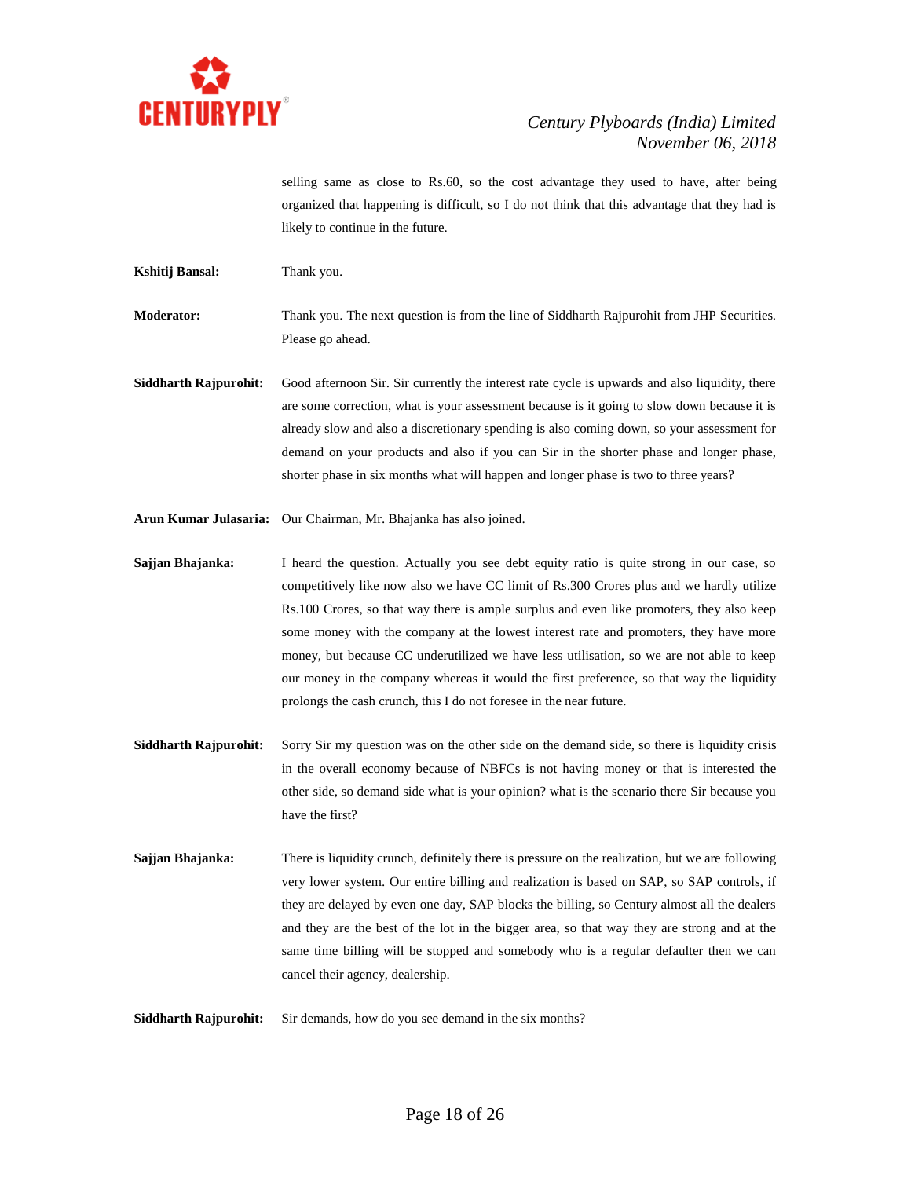selling same as close to Rs.60, so the cost advantage they used to have, after being organized that happening is difficult, so I do not think that this advantage that they had is likely to continue in the future.

**Kshitij Bansal:** Thank you.

**Moderator:** Thank you. The next question is from the line of Siddharth Rajpurohit from JHP Securities. Please go ahead.

**Siddharth Rajpurohit:** Good afternoon Sir. Sir currently the interest rate cycle is upwards and also liquidity, there are some correction, what is your assessment because is it going to slow down because it is already slow and also a discretionary spending is also coming down, so your assessment for demand on your products and also if you can Sir in the shorter phase and longer phase, shorter phase in six months what will happen and longer phase is two to three years?

**Arun Kumar Julasaria:** Our Chairman, Mr. Bhajanka has also joined.

**Sajjan Bhajanka:** I heard the question. Actually you see debt equity ratio is quite strong in our case, so competitively like now also we have CC limit of Rs.300 Crores plus and we hardly utilize Rs.100 Crores, so that way there is ample surplus and even like promoters, they also keep some money with the company at the lowest interest rate and promoters, they have more money, but because CC underutilized we have less utilisation, so we are not able to keep our money in the company whereas it would the first preference, so that way the liquidity prolongs the cash crunch, this I do not foresee in the near future.

**Siddharth Rajpurohit:** Sorry Sir my question was on the other side on the demand side, so there is liquidity crisis in the overall economy because of NBFCs is not having money or that is interested the other side, so demand side what is your opinion? what is the scenario there Sir because you have the first?

**Sajjan Bhajanka:** There is liquidity crunch, definitely there is pressure on the realization, but we are following very lower system. Our entire billing and realization is based on SAP, so SAP controls, if they are delayed by even one day, SAP blocks the billing, so Century almost all the dealers and they are the best of the lot in the bigger area, so that way they are strong and at the same time billing will be stopped and somebody who is a regular defaulter then we can cancel their agency, dealership.

**Siddharth Rajpurohit:** Sir demands, how do you see demand in the six months?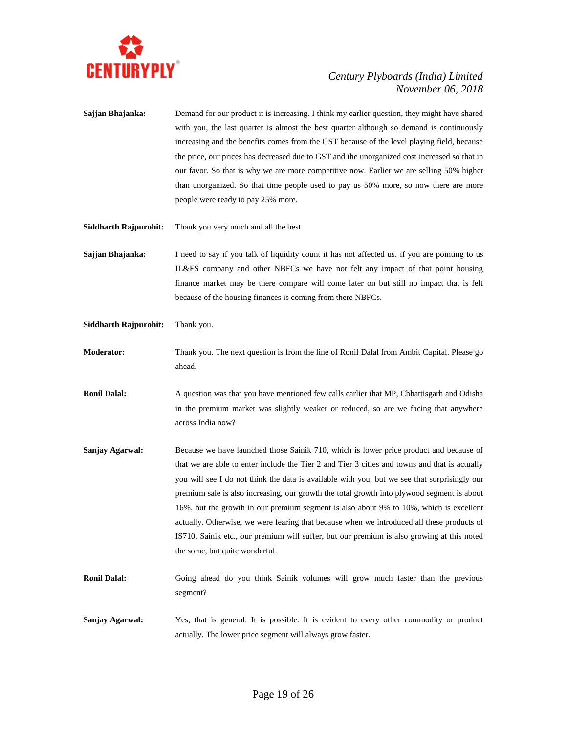**Sajjan Bhajanka:** Demand for our product it is increasing. I think my earlier question, they might have shared with you, the last quarter is almost the best quarter although so demand is continuously increasing and the benefits comes from the GST because of the level playing field, because the price, our prices has decreased due to GST and the unorganized cost increased so that in our favor. So that is why we are more competitive now. Earlier we are selling 50% higher than unorganized. So that time people used to pay us 50% more, so now there are more people were ready to pay 25% more.

**Siddharth Rajpurohit:** Thank you very much and all the best.

**Sajjan Bhajanka:** I need to say if you talk of liquidity count it has not affected us. if you are pointing to us IL&FS company and other NBFCs we have not felt any impact of that point housing finance market may be there compare will come later on but still no impact that is felt because of the housing finances is coming from there NBFCs.

**Siddharth Rajpurohit:** Thank you.

**Moderator:** Thank you. The next question is from the line of Ronil Dalal from Ambit Capital. Please go ahead.

**Ronil Dalal:** A question was that you have mentioned few calls earlier that MP, Chhattisgarh and Odisha in the premium market was slightly weaker or reduced, so are we facing that anywhere across India now?

**Sanjay Agarwal:** Because we have launched those Sainik 710, which is lower price product and because of that we are able to enter include the Tier 2 and Tier 3 cities and towns and that is actually you will see I do not think the data is available with you, but we see that surprisingly our premium sale is also increasing, our growth the total growth into plywood segment is about 16%, but the growth in our premium segment is also about 9% to 10%, which is excellent actually. Otherwise, we were fearing that because when we introduced all these products of IS710, Sainik etc., our premium will suffer, but our premium is also growing at this noted the some, but quite wonderful.

**Ronil Dalal:** Going ahead do you think Sainik volumes will grow much faster than the previous segment?

**Sanjay Agarwal:** Yes, that is general. It is possible. It is evident to every other commodity or product actually. The lower price segment will always grow faster.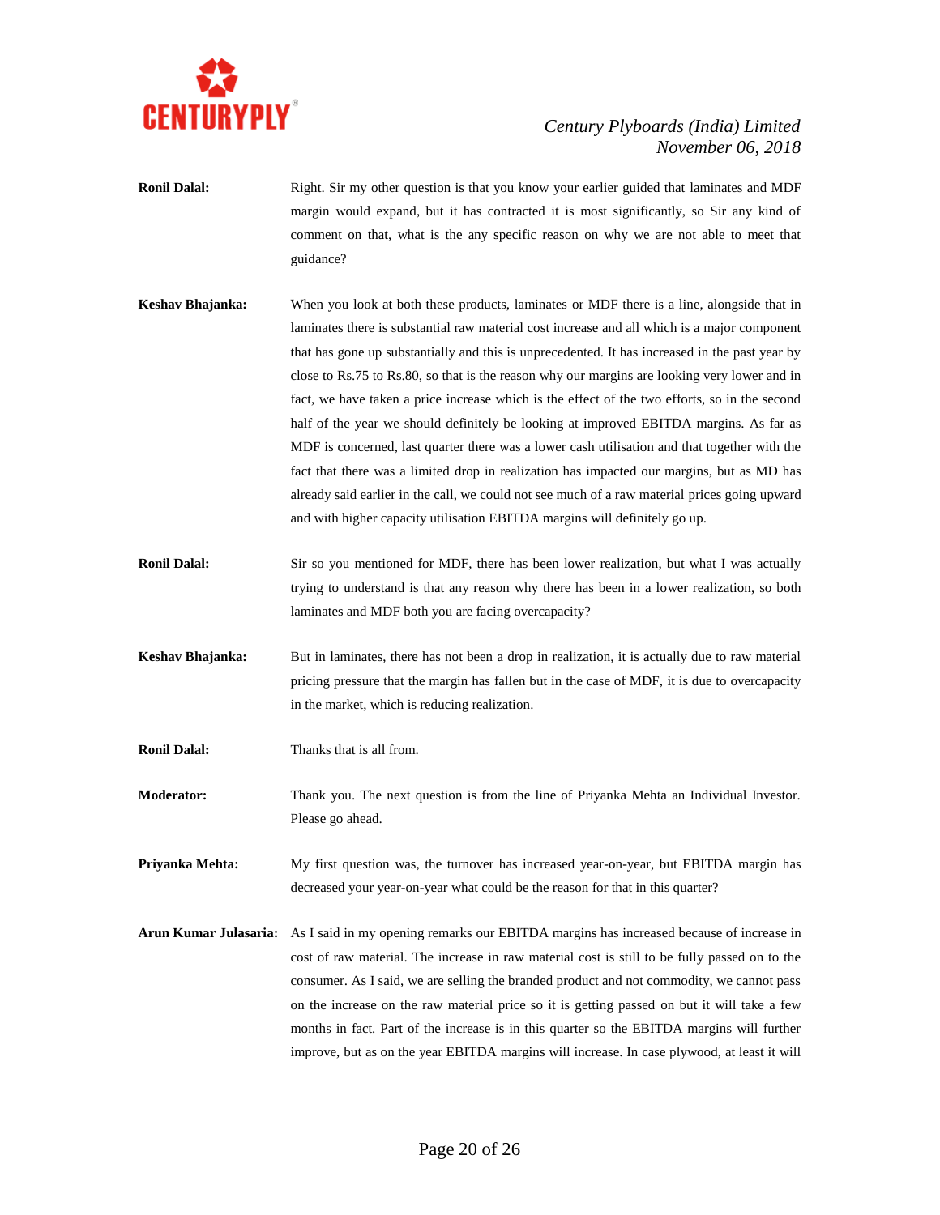**Ronil Dalal:** Right. Sir my other question is that you know your earlier guided that laminates and MDF margin would expand, but it has contracted it is most significantly, so Sir any kind of comment on that, what is the any specific reason on why we are not able to meet that guidance?

**Keshav Bhajanka:** When you look at both these products, laminates or MDF there is a line, alongside that in laminates there is substantial raw material cost increase and all which is a major component that has gone up substantially and this is unprecedented. It has increased in the past year by close to Rs.75 to Rs.80, so that is the reason why our margins are looking very lower and in fact, we have taken a price increase which is the effect of the two efforts, so in the second half of the year we should definitely be looking at improved EBITDA margins. As far as MDF is concerned, last quarter there was a lower cash utilisation and that together with the fact that there was a limited drop in realization has impacted our margins, but as MD has already said earlier in the call, we could not see much of a raw material prices going upward and with higher capacity utilisation EBITDA margins will definitely go up.

**Ronil Dalal:** Sir so you mentioned for MDF, there has been lower realization, but what I was actually trying to understand is that any reason why there has been in a lower realization, so both laminates and MDF both you are facing overcapacity?

**Keshav Bhajanka:** But in laminates, there has not been a drop in realization, it is actually due to raw material pricing pressure that the margin has fallen but in the case of MDF, it is due to overcapacity in the market, which is reducing realization.

**Ronil Dalal:** Thanks that is all from.

**Moderator:** Thank you. The next question is from the line of Priyanka Mehta an Individual Investor. Please go ahead.

**Priyanka Mehta:** My first question was, the turnover has increased year-on-year, but EBITDA margin has decreased your year-on-year what could be the reason for that in this quarter?

**Arun Kumar Julasaria:** As I said in my opening remarks our EBITDA margins has increased because of increase in cost of raw material. The increase in raw material cost is still to be fully passed on to the consumer. As I said, we are selling the branded product and not commodity, we cannot pass on the increase on the raw material price so it is getting passed on but it will take a few months in fact. Part of the increase is in this quarter so the EBITDA margins will further improve, but as on the year EBITDA margins will increase. In case plywood, at least it will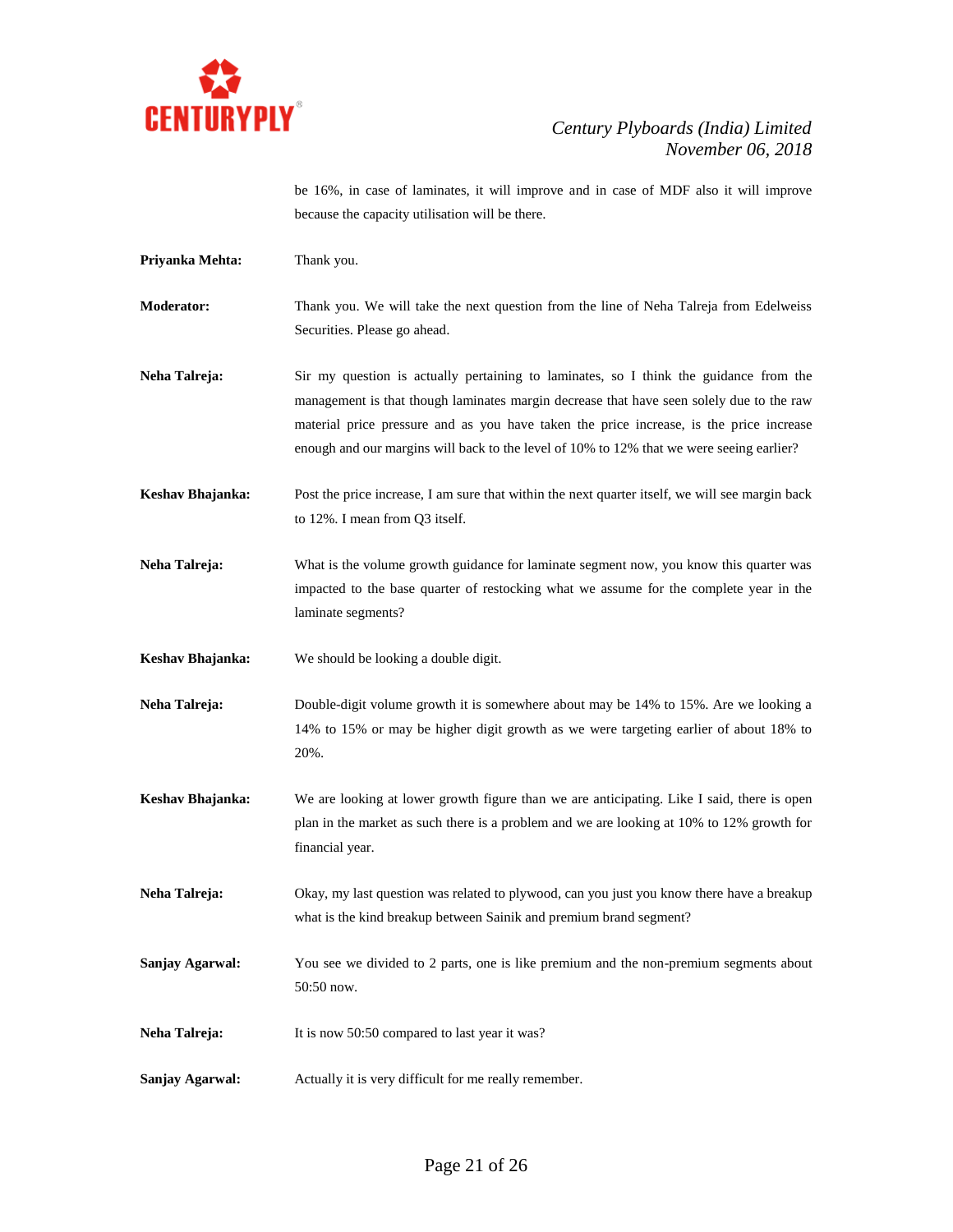be 16%, in case of laminates, it will improve and in case of MDF also it will improve because the capacity utilisation will be there.

**Priyanka Mehta:** Thank you.

**Moderator:** Thank you. We will take the next question from the line of Neha Talreja from Edelweiss Securities. Please go ahead.

**Neha Talreja:** Sir my question is actually pertaining to laminates, so I think the guidance from the management is that though laminates margin decrease that have seen solely due to the raw material price pressure and as you have taken the price increase, is the price increase enough and our margins will back to the level of 10% to 12% that we were seeing earlier?

**Keshav Bhajanka:** Post the price increase, I am sure that within the next quarter itself, we will see margin back to 12%. I mean from Q3 itself.

**Neha Talreja:** What is the volume growth guidance for laminate segment now, you know this quarter was impacted to the base quarter of restocking what we assume for the complete year in the laminate segments?

**Keshav Bhajanka:** We should be looking a double digit.

**Neha Talreja:** Double-digit volume growth it is somewhere about may be 14% to 15%. Are we looking a 14% to 15% or may be higher digit growth as we were targeting earlier of about 18% to 20%.

**Keshav Bhajanka:** We are looking at lower growth figure than we are anticipating. Like I said, there is open plan in the market as such there is a problem and we are looking at 10% to 12% growth for financial year.

**Neha Talreja:** Okay, my last question was related to plywood, can you just you know there have a breakup what is the kind breakup between Sainik and premium brand segment?

**Sanjay Agarwal:** You see we divided to 2 parts, one is like premium and the non-premium segments about 50:50 now.

**Neha Talreja:** It is now 50:50 compared to last year it was?

**Sanjay Agarwal:** Actually it is very difficult for me really remember.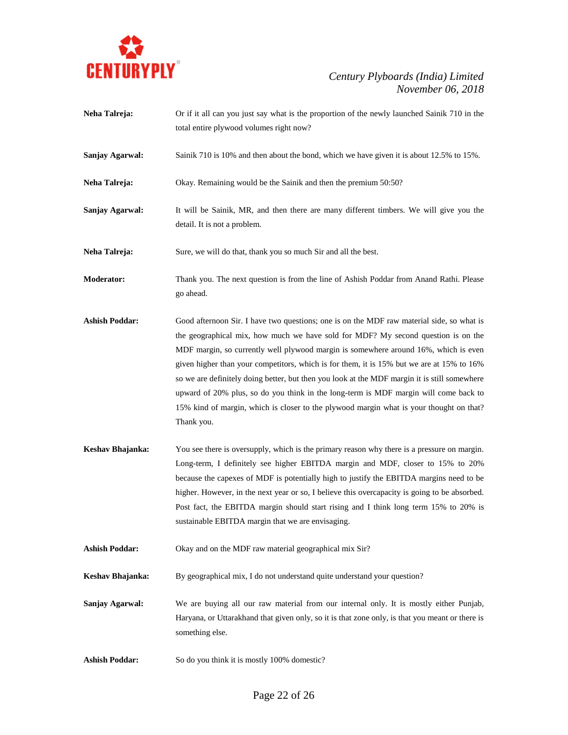**Neha Talreja:** Or if it all can you just say what is the proportion of the newly launched Sainik 710 in the total entire plywood volumes right now?

**Sanjay Agarwal:** Sainik 710 is 10% and then about the bond, which we have given it is about 12.5% to 15%.

**Neha Talreja:** Okay. Remaining would be the Sainik and then the premium 50:50?

**Sanjay Agarwal:** It will be Sainik, MR, and then there are many different timbers. We will give you the detail. It is not a problem.

**Neha Talreja:** Sure, we will do that, thank you so much Sir and all the best.

**Moderator:** Thank you. The next question is from the line of Ashish Poddar from Anand Rathi. Please go ahead.

**Ashish Poddar:** Good afternoon Sir. I have two questions; one is on the MDF raw material side, so what is the geographical mix, how much we have sold for MDF? My second question is on the MDF margin, so currently well plywood margin is somewhere around 16%, which is even given higher than your competitors, which is for them, it is 15% but we are at 15% to 16% so we are definitely doing better, but then you look at the MDF margin it is still somewhere upward of 20% plus, so do you think in the long-term is MDF margin will come back to 15% kind of margin, which is closer to the plywood margin what is your thought on that? Thank you.

**Keshav Bhajanka:** You see there is oversupply, which is the primary reason why there is a pressure on margin. Long-term, I definitely see higher EBITDA margin and MDF, closer to 15% to 20% because the capexes of MDF is potentially high to justify the EBITDA margins need to be higher. However, in the next year or so, I believe this overcapacity is going to be absorbed. Post fact, the EBITDA margin should start rising and I think long term 15% to 20% is sustainable EBITDA margin that we are envisaging.

**Ashish Poddar:** Okay and on the MDF raw material geographical mix Sir?

**Keshav Bhajanka:** By geographical mix, I do not understand quite understand your question?

**Sanjay Agarwal:** We are buying all our raw material from our internal only. It is mostly either Punjab, Haryana, or Uttarakhand that given only, so it is that zone only, is that you meant or there is something else.

**Ashish Poddar:** So do you think it is mostly 100% domestic?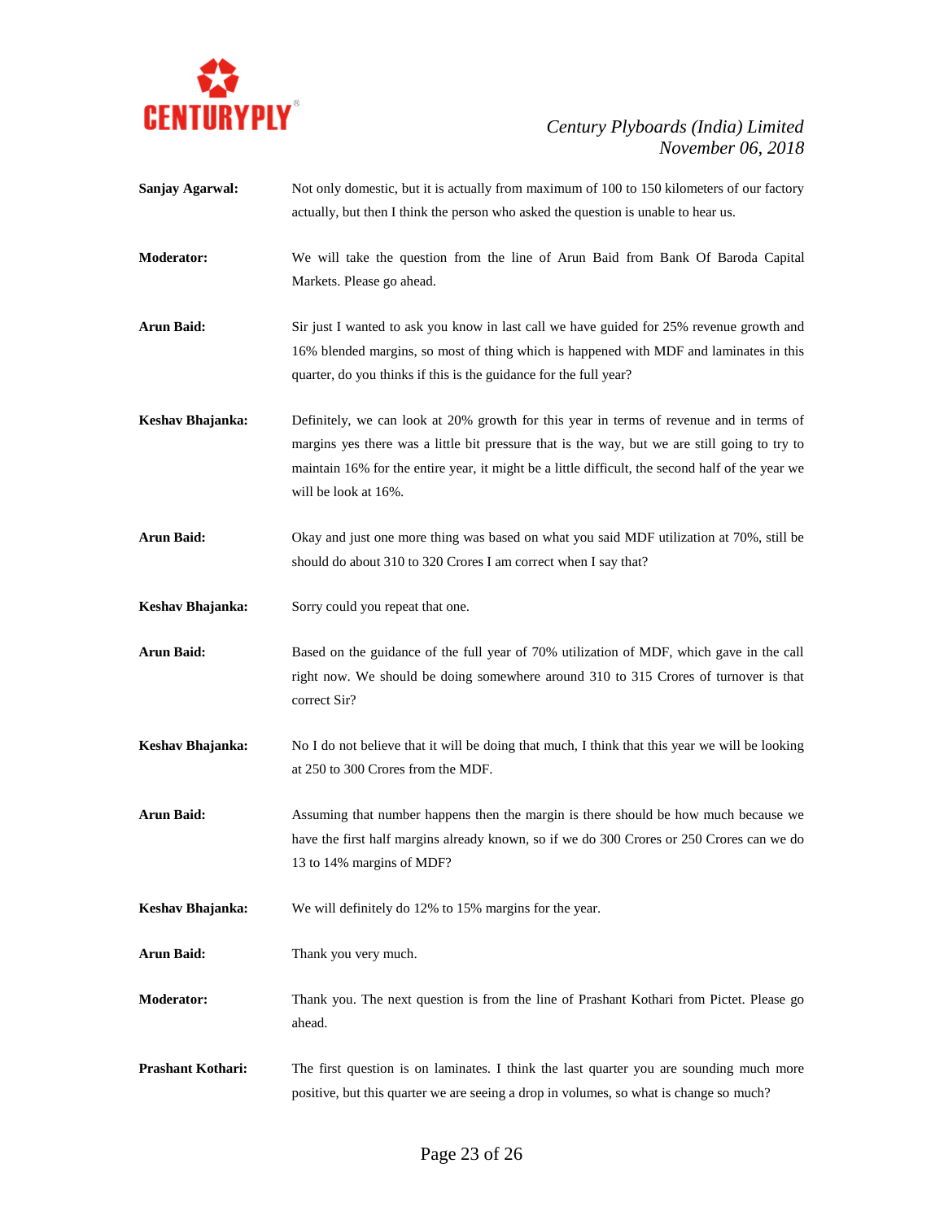**Sanjay Agarwal:** Not only domestic, but it is actually from maximum of 100 to 150 kilometers of our factory actually, but then I think the person who asked the question is unable to hear us.

**Moderator:** We will take the question from the line of Arun Baid from Bank Of Baroda Capital Markets. Please go ahead.

**Arun Baid:** Sir just I wanted to ask you know in last call we have guided for 25% revenue growth and 16% blended margins, so most of thing which is happened with MDF and laminates in this quarter, do you thinks if this is the guidance for the full year?

**Keshav Bhajanka:** Definitely, we can look at 20% growth for this year in terms of revenue and in terms of margins yes there was a little bit pressure that is the way, but we are still going to try to maintain 16% for the entire year, it might be a little difficult, the second half of the year we will be look at 16%.

**Arun Baid:** Okay and just one more thing was based on what you said MDF utilization at 70%, still be should do about 310 to 320 Crores I am correct when I say that?

**Keshav Bhajanka:** Sorry could you repeat that one.

**Arun Baid:** Based on the guidance of the full year of 70% utilization of MDF, which gave in the call right now. We should be doing somewhere around 310 to 315 Crores of turnover is that correct Sir?

**Keshav Bhajanka:** No I do not believe that it will be doing that much, I think that this year we will be looking at 250 to 300 Crores from the MDF.

**Arun Baid:** Assuming that number happens then the margin is there should be how much because we have the first half margins already known, so if we do 300 Crores or 250 Crores can we do 13 to 14% margins of MDF?

**Keshav Bhajanka:** We will definitely do 12% to 15% margins for the year.

**Arun Baid:** Thank you very much.

**Moderator:** Thank you. The next question is from the line of Prashant Kothari from Pictet. Please go ahead.

**Prashant Kothari:** The first question is on laminates. I think the last quarter you are sounding much more positive, but this quarter we are seeing a drop in volumes, so what is change so much?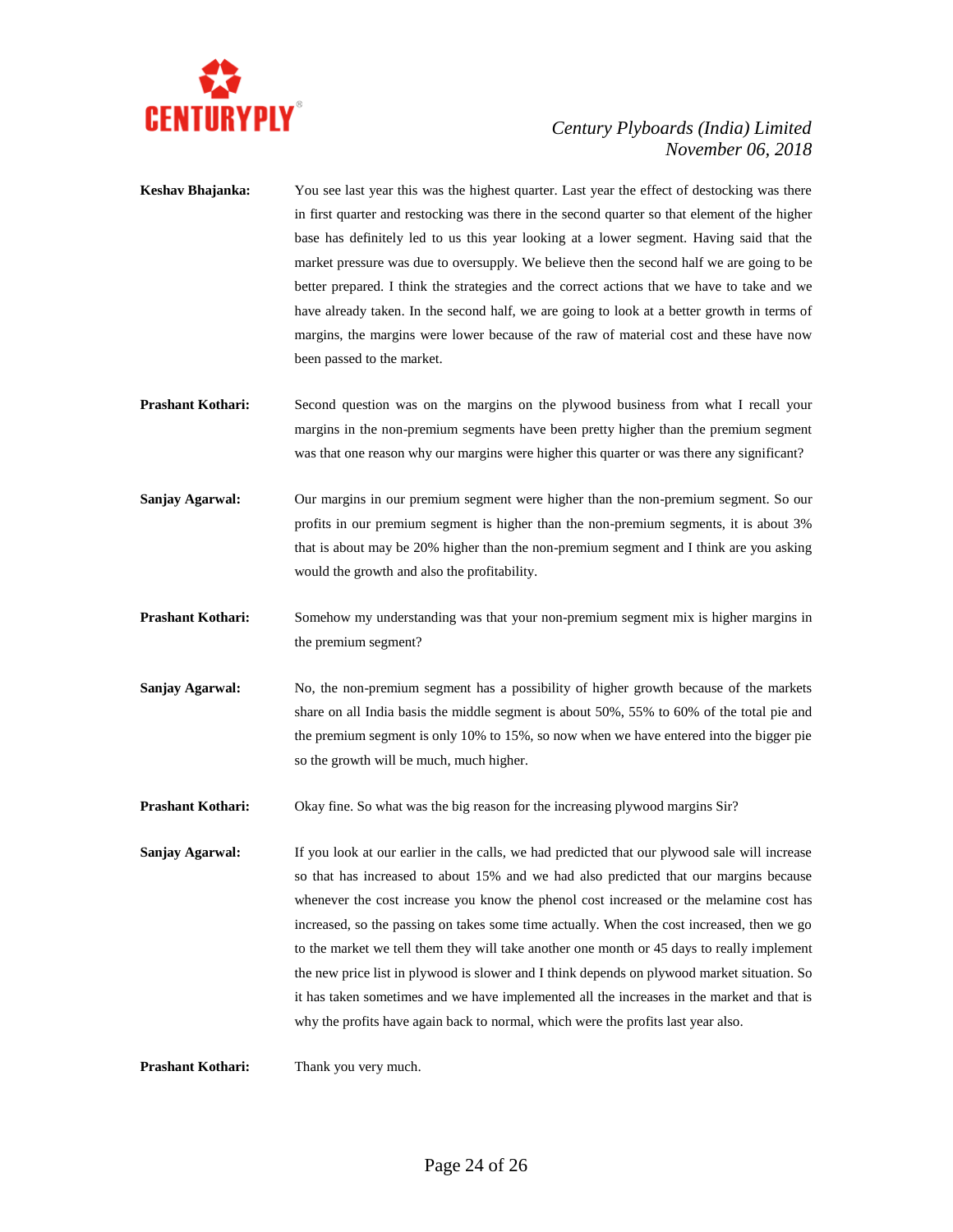**Keshav Bhajanka:** You see last year this was the highest quarter. Last year the effect of destocking was there in first quarter and restocking was there in the second quarter so that element of the higher base has definitely led to us this year looking at a lower segment. Having said that the market pressure was due to oversupply. We believe then the second half we are going to be better prepared. I think the strategies and the correct actions that we have to take and we have already taken. In the second half, we are going to look at a better growth in terms of margins, the margins were lower because of the raw of material cost and these have now been passed to the market.

**Prashant Kothari:** Second question was on the margins on the plywood business from what I recall your margins in the non-premium segments have been pretty higher than the premium segment was that one reason why our margins were higher this quarter or was there any significant?

**Sanjay Agarwal:** Our margins in our premium segment were higher than the non-premium segment. So our profits in our premium segment is higher than the non-premium segments, it is about 3% that is about may be 20% higher than the non-premium segment and I think are you asking would the growth and also the profitability.

**Prashant Kothari:** Somehow my understanding was that your non-premium segment mix is higher margins in the premium segment?

**Sanjay Agarwal:** No, the non-premium segment has a possibility of higher growth because of the markets share on all India basis the middle segment is about 50%, 55% to 60% of the total pie and the premium segment is only 10% to 15%, so now when we have entered into the bigger pie so the growth will be much, much higher.

**Prashant Kothari:** Okay fine. So what was the big reason for the increasing plywood margins Sir?

**Sanjay Agarwal:** If you look at our earlier in the calls, we had predicted that our plywood sale will increase so that has increased to about 15% and we had also predicted that our margins because whenever the cost increase you know the phenol cost increased or the melamine cost has increased, so the passing on takes some time actually. When the cost increased, then we go to the market we tell them they will take another one month or 45 days to really implement the new price list in plywood is slower and I think depends on plywood market situation. So it has taken sometimes and we have implemented all the increases in the market and that is why the profits have again back to normal, which were the profits last year also.

**Prashant Kothari:** Thank you very much.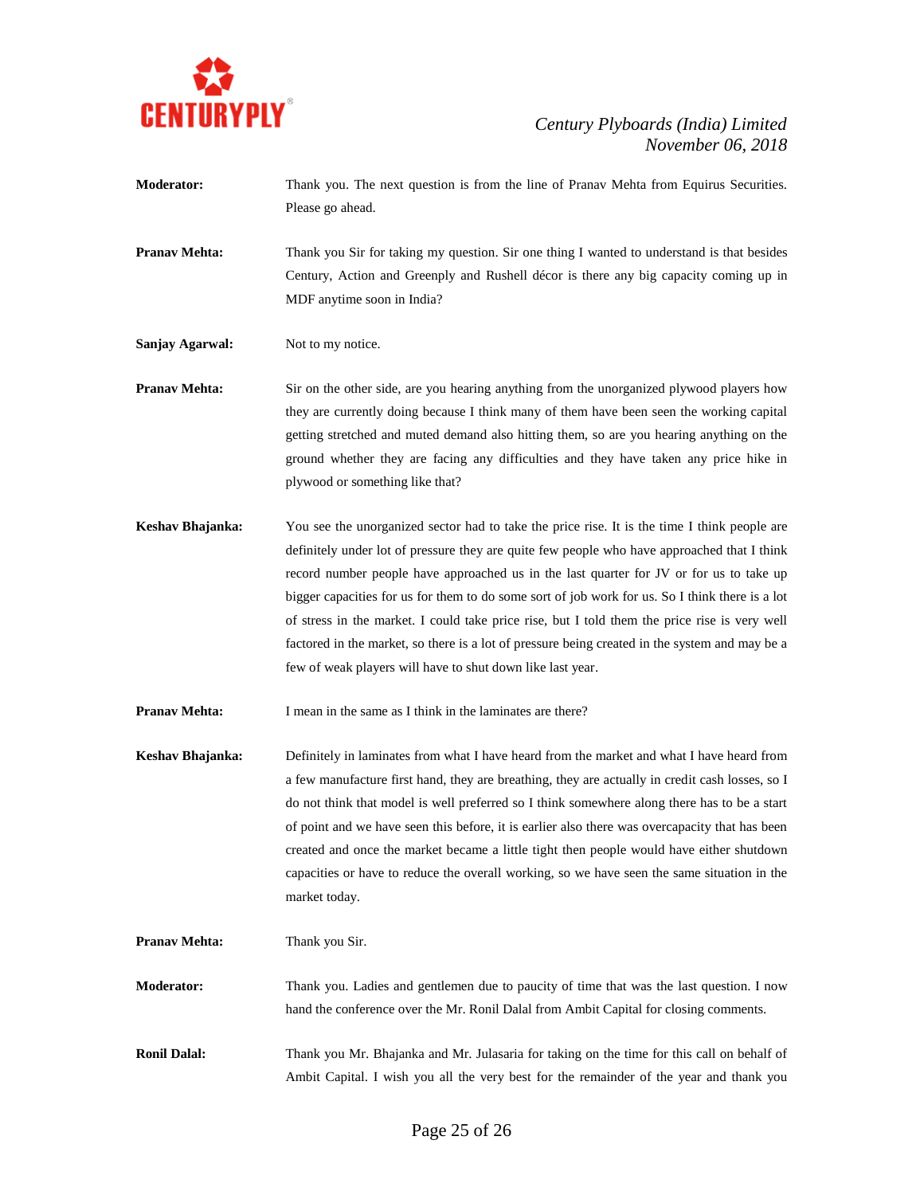**Moderator:** Thank you. The next question is from the line of Pranav Mehta from Equirus Securities. Please go ahead.

**Pranav Mehta:** Thank you Sir for taking my question. Sir one thing I wanted to understand is that besides Century, Action and Greenply and Rushell décor is there any big capacity coming up in MDF anytime soon in India?

**Sanjay Agarwal:** Not to my notice.

**Pranav Mehta:** Sir on the other side, are you hearing anything from the unorganized plywood players how they are currently doing because I think many of them have been seen the working capital getting stretched and muted demand also hitting them, so are you hearing anything on the ground whether they are facing any difficulties and they have taken any price hike in plywood or something like that?

**Keshav Bhajanka:** You see the unorganized sector had to take the price rise. It is the time I think people are definitely under lot of pressure they are quite few people who have approached that I think record number people have approached us in the last quarter for JV or for us to take up bigger capacities for us for them to do some sort of job work for us. So I think there is a lot of stress in the market. I could take price rise, but I told them the price rise is very well factored in the market, so there is a lot of pressure being created in the system and may be a few of weak players will have to shut down like last year.

**Pranav Mehta:** I mean in the same as I think in the laminates are there?

**Keshav Bhajanka:** Definitely in laminates from what I have heard from the market and what I have heard from a few manufacture first hand, they are breathing, they are actually in credit cash losses, so I do not think that model is well preferred so I think somewhere along there has to be a start of point and we have seen this before, it is earlier also there was overcapacity that has been created and once the market became a little tight then people would have either shutdown capacities or have to reduce the overall working, so we have seen the same situation in the market today.

**Pranav Mehta:** Thank you Sir.

**Moderator:** Thank you. Ladies and gentlemen due to paucity of time that was the last question. I now hand the conference over the Mr. Ronil Dalal from Ambit Capital for closing comments.

**Ronil Dalal:** Thank you Mr. Bhajanka and Mr. Julasaria for taking on the time for this call on behalf of Ambit Capital. I wish you all the very best for the remainder of the year and thank you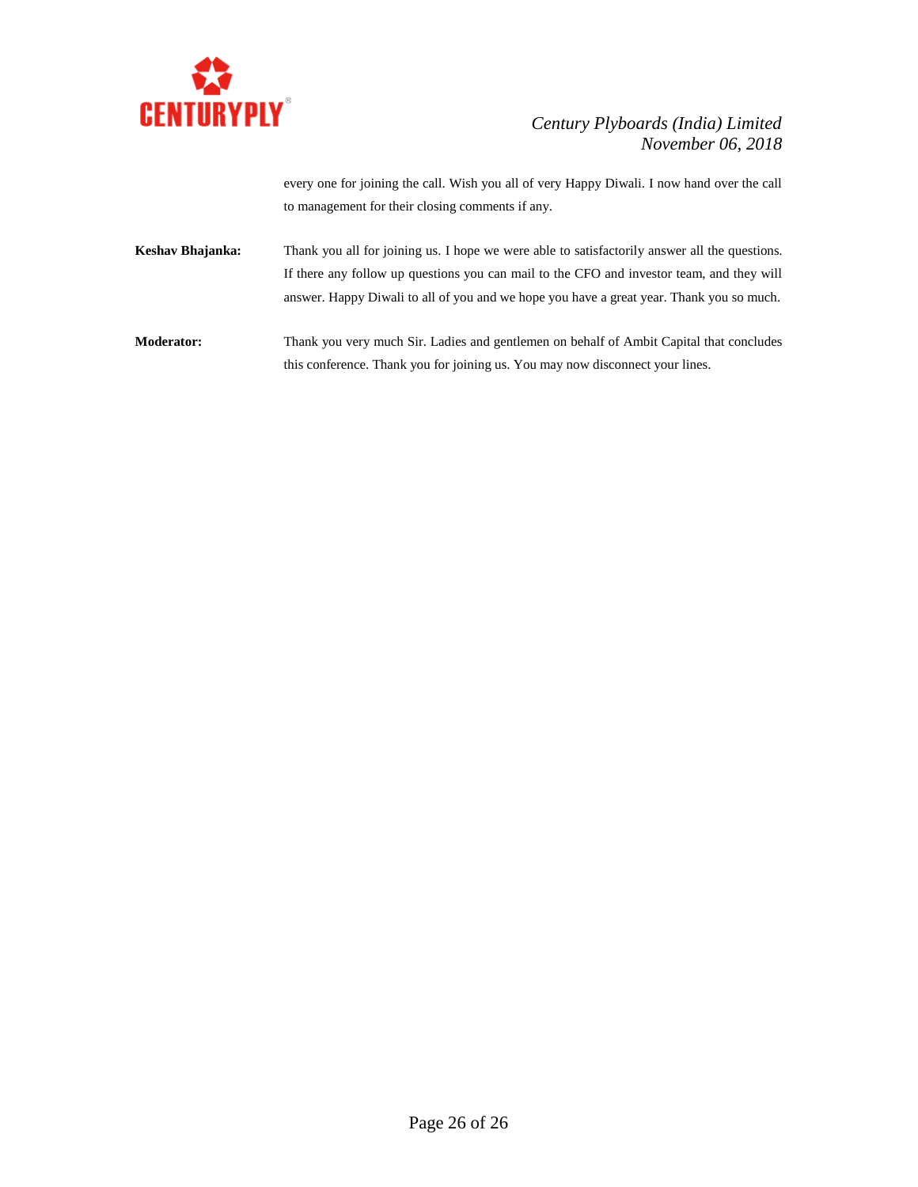every one for joining the call. Wish you all of very Happy Diwali. I now hand over the call to management for their closing comments if any.

**Keshav Bhajanka:** Thank you all for joining us. I hope we were able to satisfactorily answer all the questions. If there any follow up questions you can mail to the CFO and investor team, and they will answer. Happy Diwali to all of you and we hope you have a great year. Thank you so much.

**Moderator:** Thank you very much Sir. Ladies and gentlemen on behalf of Ambit Capital that concludes this conference. Thank you for joining us. You may now disconnect your lines.